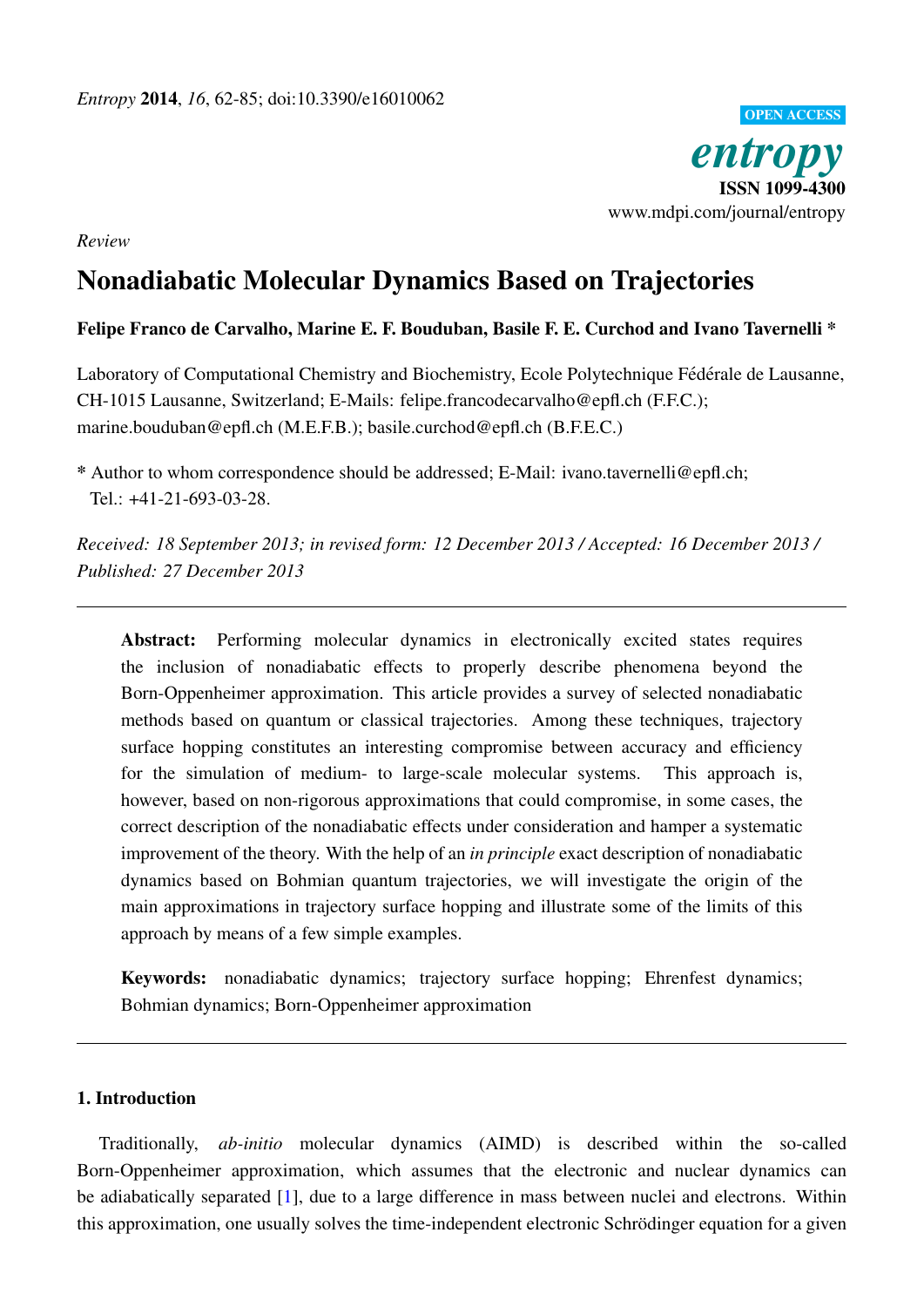*Entropy* **2014**, *16*, 62-85; doi:10.3390/e16010062

OPEN ACCESS

*entropy*

**ISSN 1099-4300**

www.mdpi.com/journal/entropy

*Review*

# Nonadiabatic Molecular Dynamics Based on Trajectories

**Felipe Franco de Carvalho, Marine E. F. Bouduban, Basile F. E. Curchod and Ivano Tavernelli \***

Laboratory of Computational Chemistry and Biochemistry, Ecole Polytechnique Fédérale de Lausanne, CH-1015 Lausanne, Switzerland; E-Mails: felipe.francodecarvalho@epfl.ch (F.F.C.); marine.bouduban@epfl.ch (M.E.F.B.); basile.curchod@epfl.ch (B.F.E.C.)

\* Author to whom correspondence should be addressed; E-Mail: ivano.tavernelli@epfl.ch; Tel.: +41-21-693-03-28.

*Received: 18 September 2013; in revised form: 12 December 2013 / Accepted: 16 December 2013 / Published: 27 December 2013*

---

**Abstract:** Performing molecular dynamics in electronically excited states requires the inclusion of nonadiabatic effects to properly describe phenomena beyond the Born-Oppenheimer approximation. This article provides a survey of selected nonadiabatic methods based on quantum or classical trajectories. Among these techniques, trajectory surface hopping constitutes an interesting compromise between accuracy and efficiency for the simulation of medium- to large-scale molecular systems. This approach is, however, based on non-rigorous approximations that could compromise, in some cases, the correct description of the nonadiabatic effects under consideration and hamper a systematic improvement of the theory. With the help of an *in principle* exact description of nonadiabatic dynamics based on Bohmian quantum trajectories, we will investigate the origin of the main approximations in trajectory surface hopping and illustrate some of the limits of this approach by means of a few simple examples.

**Keywords:** nonadiabatic dynamics; trajectory surface hopping; Ehrenfest dynamics; Bohmian dynamics; Born-Oppenheimer approximation

---

## 1. Introduction

Traditionally, *ab-initio* molecular dynamics (AIMD) is described within the so-called Born-Oppenheimer approximation, which assumes that the electronic and nuclear dynamics can be adiabatically separated [1], due to a large difference in mass between nuclei and electrons. Within this approximation, one usually solves the time-independent electronic Schrödinger equation for a given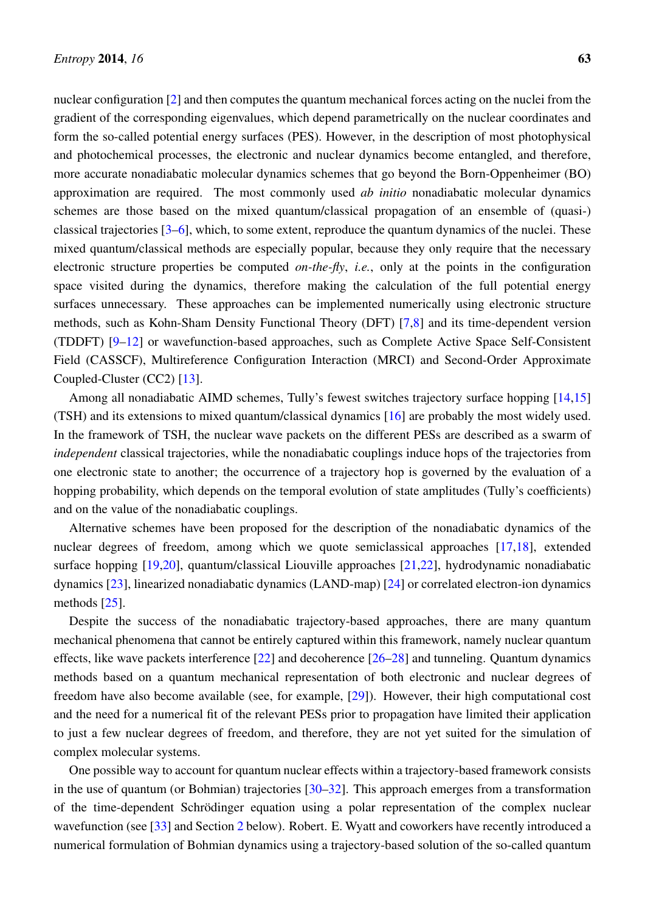nuclear configuration [2] and then computes the quantum mechanical forces acting on the nuclei from the gradient of the corresponding eigenvalues, which depend parametrically on the nuclear coordinates and form the so-called potential energy surfaces (PES). However, in the description of most photophysical and photochemical processes, the electronic and nuclear dynamics become entangled, and therefore, more accurate nonadiabatic molecular dynamics schemes that go beyond the Born-Oppenheimer (BO) approximation are required. The most commonly used *ab initio* nonadiabatic molecular dynamics schemes are those based on the mixed quantum/classical propagation of an ensemble of (quasi-) classical trajectories [3–6], which, to some extent, reproduce the quantum dynamics of the nuclei. These mixed quantum/classical methods are especially popular, because they only require that the necessary electronic structure properties be computed *on-the-fly*, *i.e.*, only at the points in the configuration space visited during the dynamics, therefore making the calculation of the full potential energy surfaces unnecessary. These approaches can be implemented numerically using electronic structure methods, such as Kohn-Sham Density Functional Theory (DFT) [7,8] and its time-dependent version (TDDFT) [9–12] or wavefunction-based approaches, such as Complete Active Space Self-Consistent Field (CASSCF), Multireference Configuration Interaction (MRCI) and Second-Order Approximate Coupled-Cluster (CC2) [13].

Among all nonadiabatic AIMD schemes, Tully's fewest switches trajectory surface hopping [14,15] (TSH) and its extensions to mixed quantum/classical dynamics [16] are probably the most widely used. In the framework of TSH, the nuclear wave packets on the different PESs are described as a swarm of *independent* classical trajectories, while the nonadiabatic couplings induce hops of the trajectories from one electronic state to another; the occurrence of a trajectory hop is governed by the evaluation of a hopping probability, which depends on the temporal evolution of state amplitudes (Tully's coefficients) and on the value of the nonadiabatic couplings.

Alternative schemes have been proposed for the description of the nonadiabatic dynamics of the nuclear degrees of freedom, among which we quote semiclassical approaches [17,18], extended surface hopping [19,20], quantum/classical Liouville approaches [21,22], hydrodynamic nonadiabatic dynamics [23], linearized nonadiabatic dynamics (LAND-map) [24] or correlated electron-ion dynamics methods [25].

Despite the success of the nonadiabatic trajectory-based approaches, there are many quantum mechanical phenomena that cannot be entirely captured within this framework, namely nuclear quantum effects, like wave packets interference [22] and decoherence [26–28] and tunneling. Quantum dynamics methods based on a quantum mechanical representation of both electronic and nuclear degrees of freedom have also become available (see, for example, [29]). However, their high computational cost and the need for a numerical fit of the relevant PESs prior to propagation have limited their application to just a few nuclear degrees of freedom, and therefore, they are not yet suited for the simulation of complex molecular systems.

One possible way to account for quantum nuclear effects within a trajectory-based framework consists in the use of quantum (or Bohmian) trajectories [30–32]. This approach emerges from a transformation of the time-dependent Schrödinger equation using a polar representation of the complex nuclear wavefunction (see [33] and Section 2 below). Robert. E. Wyatt and coworkers have recently introduced a numerical formulation of Bohmian dynamics using a trajectory-based solution of the so-called quantum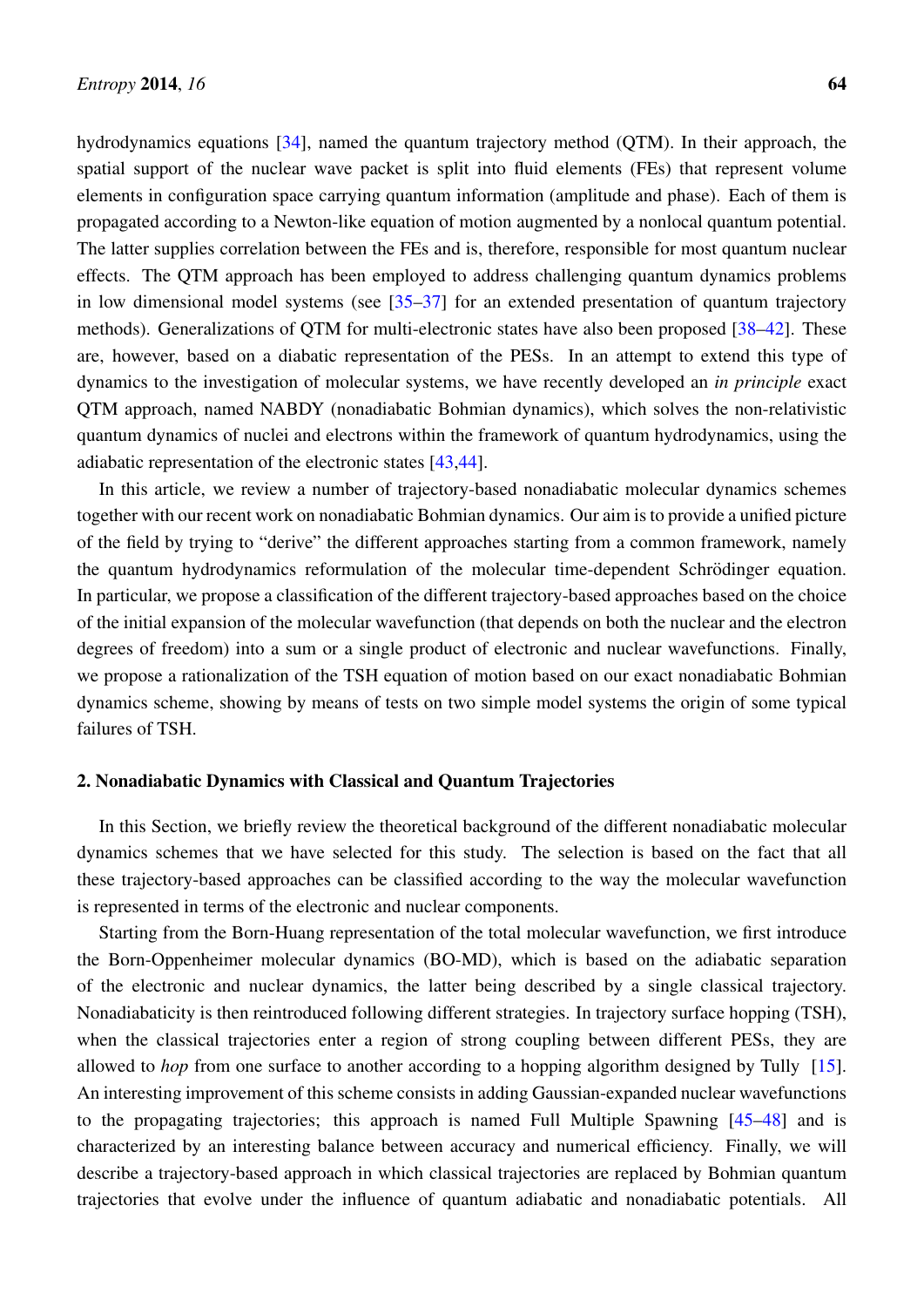hydrodynamics equations [34], named the quantum trajectory method (QTM). In their approach, the spatial support of the nuclear wave packet is split into fluid elements (FEs) that represent volume elements in configuration space carrying quantum information (amplitude and phase). Each of them is propagated according to a Newton-like equation of motion augmented by a nonlocal quantum potential. The latter supplies correlation between the FEs and is, therefore, responsible for most quantum nuclear effects. The QTM approach has been employed to address challenging quantum dynamics problems in low dimensional model systems (see [35–37] for an extended presentation of quantum trajectory methods). Generalizations of QTM for multi-electronic states have also been proposed [38–42]. These are, however, based on a diabatic representation of the PESs. In an attempt to extend this type of dynamics to the investigation of molecular systems, we have recently developed an *in principle* exact QTM approach, named NABDY (nonadiabatic Bohmian dynamics), which solves the non-relativistic quantum dynamics of nuclei and electrons within the framework of quantum hydrodynamics, using the adiabatic representation of the electronic states [43,44].

In this article, we review a number of trajectory-based nonadiabatic molecular dynamics schemes together with our recent work on nonadiabatic Bohmian dynamics. Our aim is to provide a unified picture of the field by trying to "derive" the different approaches starting from a common framework, namely the quantum hydrodynamics reformulation of the molecular time-dependent Schrödinger equation. In particular, we propose a classification of the different trajectory-based approaches based on the choice of the initial expansion of the molecular wavefunction (that depends on both the nuclear and the electron degrees of freedom) into a sum or a single product of electronic and nuclear wavefunctions. Finally, we propose a rationalization of the TSH equation of motion based on our exact nonadiabatic Bohmian dynamics scheme, showing by means of tests on two simple model systems the origin of some typical failures of TSH.

## 2. Nonadiabatic Dynamics with Classical and Quantum Trajectories

In this Section, we briefly review the theoretical background of the different nonadiabatic molecular dynamics schemes that we have selected for this study. The selection is based on the fact that all these trajectory-based approaches can be classified according to the way the molecular wavefunction is represented in terms of the electronic and nuclear components.

Starting from the Born-Huang representation of the total molecular wavefunction, we first introduce the Born-Oppenheimer molecular dynamics (BO-MD), which is based on the adiabatic separation of the electronic and nuclear dynamics, the latter being described by a single classical trajectory. Nonadiabaticity is then reintroduced following different strategies. In trajectory surface hopping (TSH), when the classical trajectories enter a region of strong coupling between different PESs, they are allowed to *hop* from one surface to another according to a hopping algorithm designed by Tully [15]. An interesting improvement of this scheme consists in adding Gaussian-expanded nuclear wavefunctions to the propagating trajectories; this approach is named Full Multiple Spawning [45–48] and is characterized by an interesting balance between accuracy and numerical efficiency. Finally, we will describe a trajectory-based approach in which classical trajectories are replaced by Bohmian quantum trajectories that evolve under the influence of quantum adiabatic and nonadiabatic potentials. All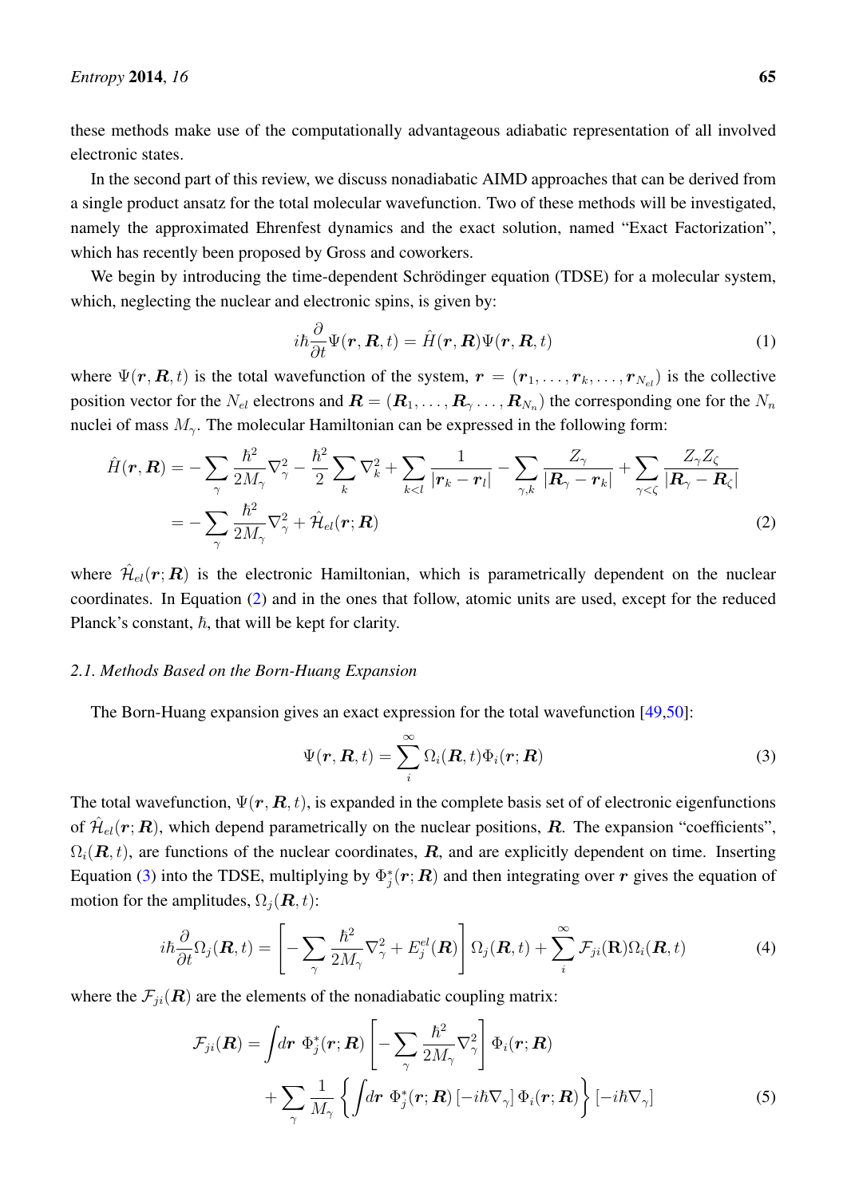these methods make use of the computationally advantageous adiabatic representation of all involved electronic states.

In the second part of this review, we discuss nonadiabatic AIMD approaches that can be derived from a single product ansatz for the total molecular wavefunction. Two of these methods will be investigated, namely the approximated Ehrenfest dynamics and the exact solution, named "Exact Factorization", which has recently been proposed by Gross and coworkers.

We begin by introducing the time-dependent Schrödinger equation (TDSE) for a molecular system, which, neglecting the nuclear and electronic spins, is given by:

$$i\hbar \frac{\partial}{\partial t}\Psi(\boldsymbol{r}, \boldsymbol{R}, t) = \hat{H}(\boldsymbol{r}, \boldsymbol{R})\Psi(\boldsymbol{r}, \boldsymbol{R}, t) \tag{1}$$

where $\Psi(\boldsymbol{r}, \boldsymbol{R}, t)$ is the total wavefunction of the system, $\boldsymbol{r} = (\boldsymbol{r}_1, \ldots, \boldsymbol{r}_k, \ldots, \boldsymbol{r}_{N_{el}})$ is the collective position vector for the $N_{el}$ electrons and $\boldsymbol{R} = (\boldsymbol{R}_1, \ldots, \boldsymbol{R}_\gamma \ldots, \boldsymbol{R}_{N_n})$ the corresponding one for the $N_n$ nuclei of mass $M_\gamma$. The molecular Hamiltonian can be expressed in the following form:

$$\begin{aligned}\hat{H}(\boldsymbol{r}, \boldsymbol{R}) &= -\sum_\gamma \frac{\hbar^2}{2M_\gamma}\nabla_\gamma^2 - \frac{\hbar^2}{2}\sum_k \nabla_k^2 + \sum_{k<l}\frac{1}{|\boldsymbol{r}_k - \boldsymbol{r}_l|} - \sum_{\gamma,k}\frac{Z_\gamma}{|\boldsymbol{R}_\gamma - \boldsymbol{r}_k|} + \sum_{\gamma<\zeta}\frac{Z_\gamma Z_\zeta}{|\boldsymbol{R}_\gamma - \boldsymbol{R}_\zeta|} \\ &= -\sum_\gamma \frac{\hbar^2}{2M_\gamma}\nabla_\gamma^2 + \hat{\mathcal{H}}_{el}(\boldsymbol{r}; \boldsymbol{R})\end{aligned} \tag{2}$$

where $\hat{\mathcal{H}}_{el}(\boldsymbol{r}; \boldsymbol{R})$ is the electronic Hamiltonian, which is parametrically dependent on the nuclear coordinates. In Equation (2) and in the ones that follow, atomic units are used, except for the reduced Planck's constant, $\hbar$, that will be kept for clarity.

### *2.1. Methods Based on the Born-Huang Expansion*

The Born-Huang expansion gives an exact expression for the total wavefunction [49,50]:

$$\Psi(\boldsymbol{r}, \boldsymbol{R}, t) = \sum_i^\infty \Omega_i(\boldsymbol{R}, t)\Phi_i(\boldsymbol{r}; \boldsymbol{R}) \tag{3}$$

The total wavefunction, $\Psi(\boldsymbol{r}, \boldsymbol{R}, t)$, is expanded in the complete basis set of of electronic eigenfunctions of $\hat{\mathcal{H}}_{el}(\boldsymbol{r}; \boldsymbol{R})$, which depend parametrically on the nuclear positions, $\boldsymbol{R}$. The expansion "coefficients", $\Omega_i(\boldsymbol{R}, t)$, are functions of the nuclear coordinates, $\boldsymbol{R}$, and are explicitly dependent on time. Inserting Equation (3) into the TDSE, multiplying by $\Phi_j^*(\boldsymbol{r}; \boldsymbol{R})$ and then integrating over $\boldsymbol{r}$ gives the equation of motion for the amplitudes, $\Omega_j(\boldsymbol{R}, t)$:

$$i\hbar\frac{\partial}{\partial t}\Omega_j(\boldsymbol{R}, t) = \left[-\sum_\gamma \frac{\hbar^2}{2M_\gamma}\nabla_\gamma^2 + E_j^{el}(\boldsymbol{R})\right]\Omega_j(\boldsymbol{R}, t) + \sum_i^\infty \mathcal{F}_{ji}(\mathbf{R})\Omega_i(\boldsymbol{R}, t) \tag{4}$$

where the $\mathcal{F}_{ji}(\boldsymbol{R})$ are the elements of the nonadiabatic coupling matrix:

$$\begin{aligned}\mathcal{F}_{ji}(\boldsymbol{R}) = &\int d\boldsymbol{r}\ \Phi_j^*(\boldsymbol{r}; \boldsymbol{R})\left[-\sum_\gamma \frac{\hbar^2}{2M_\gamma}\nabla_\gamma^2\right]\Phi_i(\boldsymbol{r}; \boldsymbol{R}) \\ &+ \sum_\gamma \frac{1}{M_\gamma}\left\{\int d\boldsymbol{r}\ \Phi_j^*(\boldsymbol{r}; \boldsymbol{R})\left[-i\hbar\nabla_\gamma\right]\Phi_i(\boldsymbol{r}; \boldsymbol{R})\right\}\left[-i\hbar\nabla_\gamma\right]\end{aligned} \tag{5}$$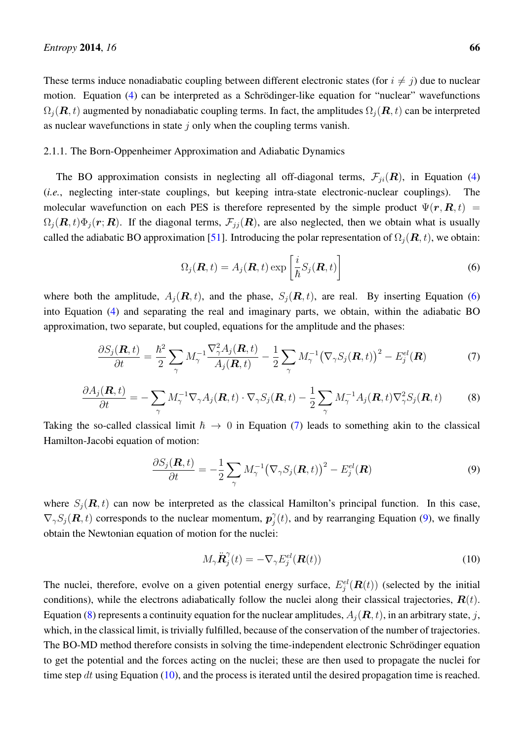These terms induce nonadiabatic coupling between different electronic states (for $i \neq j$) due to nuclear motion. Equation (4) can be interpreted as a Schrödinger-like equation for "nuclear" wavefunctions $\Omega_j(\boldsymbol{R}, t)$ augmented by nonadiabatic coupling terms. In fact, the amplitudes $\Omega_j(\boldsymbol{R}, t)$ can be interpreted as nuclear wavefunctions in state $j$ only when the coupling terms vanish.

#### 2.1.1. The Born-Oppenheimer Approximation and Adiabatic Dynamics

The BO approximation consists in neglecting all off-diagonal terms, $\mathcal{F}_{ji}(\boldsymbol{R})$, in Equation (4) (*i.e.*, neglecting inter-state couplings, but keeping intra-state electronic-nuclear couplings). The molecular wavefunction on each PES is therefore represented by the simple product $\Psi(\boldsymbol{r}, \boldsymbol{R}, t) = \Omega_j(\boldsymbol{R}, t)\Phi_j(\boldsymbol{r}; \boldsymbol{R})$. If the diagonal terms, $\mathcal{F}_{jj}(\boldsymbol{R})$, are also neglected, then we obtain what is usually called the adiabatic BO approximation [51]. Introducing the polar representation of $\Omega_j(\boldsymbol{R}, t)$, we obtain:

$$\Omega_j(\boldsymbol{R}, t) = A_j(\boldsymbol{R}, t) \exp\left[\frac{i}{\hbar} S_j(\boldsymbol{R}, t)\right] \tag{6}$$

where both the amplitude, $A_j(\boldsymbol{R}, t)$, and the phase, $S_j(\boldsymbol{R}, t)$, are real. By inserting Equation (6) into Equation (4) and separating the real and imaginary parts, we obtain, within the adiabatic BO approximation, two separate, but coupled, equations for the amplitude and the phases:

$$\frac{\partial S_j(\boldsymbol{R}, t)}{\partial t} = \frac{\hbar^2}{2} \sum_\gamma M_\gamma^{-1} \frac{\nabla_\gamma^2 A_j(\boldsymbol{R}, t)}{A_j(\boldsymbol{R}, t)} - \frac{1}{2} \sum_\gamma M_\gamma^{-1} \big(\nabla_\gamma S_j(\boldsymbol{R}, t)\big)^2 - E_j^{el}(\boldsymbol{R}) \tag{7}$$

$$\frac{\partial A_j(\boldsymbol{R}, t)}{\partial t} = -\sum_\gamma M_\gamma^{-1} \nabla_\gamma A_j(\boldsymbol{R}, t) \cdot \nabla_\gamma S_j(\boldsymbol{R}, t) - \frac{1}{2} \sum_\gamma M_\gamma^{-1} A_j(\boldsymbol{R}, t) \nabla_\gamma^2 S_j(\boldsymbol{R}, t) \tag{8}$$

Taking the so-called classical limit $\hbar \to 0$ in Equation (7) leads to something akin to the classical Hamilton-Jacobi equation of motion:

$$\frac{\partial S_j(\boldsymbol{R}, t)}{\partial t} = -\frac{1}{2} \sum_\gamma M_\gamma^{-1} \big(\nabla_\gamma S_j(\boldsymbol{R}, t)\big)^2 - E_j^{el}(\boldsymbol{R}) \tag{9}$$

where $S_j(\boldsymbol{R}, t)$ can now be interpreted as the classical Hamilton's principal function. In this case, $\nabla_\gamma S_j(\boldsymbol{R}, t)$ corresponds to the nuclear momentum, $\boldsymbol{p}_j^\gamma(t)$, and by rearranging Equation (9), we finally obtain the Newtonian equation of motion for the nuclei:

$$M_\gamma \ddot{\boldsymbol{R}}_j^\gamma(t) = -\nabla_\gamma E_j^{el}(\boldsymbol{R}(t)) \tag{10}$$

The nuclei, therefore, evolve on a given potential energy surface, $E_j^{el}(\boldsymbol{R}(t))$ (selected by the initial conditions), while the electrons adiabatically follow the nuclei along their classical trajectories, $\boldsymbol{R}(t)$. Equation (8) represents a continuity equation for the nuclear amplitudes, $A_j(\boldsymbol{R}, t)$, in an arbitrary state, $j$, which, in the classical limit, is trivially fulfilled, because of the conservation of the number of trajectories. The BO-MD method therefore consists in solving the time-independent electronic Schrödinger equation to get the potential and the forces acting on the nuclei; these are then used to propagate the nuclei for time step $dt$ using Equation (10), and the process is iterated until the desired propagation time is reached.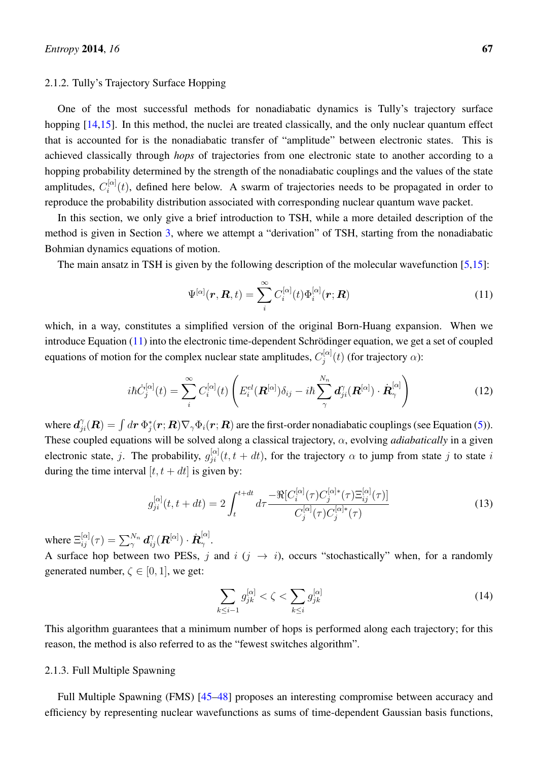### 2.1.2. Tully's Trajectory Surface Hopping

One of the most successful methods for nonadiabatic dynamics is Tully's trajectory surface hopping [14,15]. In this method, the nuclei are treated classically, and the only nuclear quantum effect that is accounted for is the nonadiabatic transfer of "amplitude" between electronic states. This is achieved classically through *hops* of trajectories from one electronic state to another according to a hopping probability determined by the strength of the nonadiabatic couplings and the values of the state amplitudes, $C_i^{[\alpha]}(t)$, defined here below. A swarm of trajectories needs to be propagated in order to reproduce the probability distribution associated with corresponding nuclear quantum wave packet.

In this section, we only give a brief introduction to TSH, while a more detailed description of the method is given in Section 3, where we attempt a "derivation" of TSH, starting from the nonadiabatic Bohmian dynamics equations of motion.

The main ansatz in TSH is given by the following description of the molecular wavefunction [5,15]:

$$\Psi^{[\alpha]}(\boldsymbol{r}, \boldsymbol{R}, t) = \sum_i^{\infty} C_i^{[\alpha]}(t) \Phi_i^{[\alpha]}(\boldsymbol{r}; \boldsymbol{R}) \tag{11}$$

which, in a way, constitutes a simplified version of the original Born-Huang expansion. When we introduce Equation (11) into the electronic time-dependent Schrödinger equation, we get a set of coupled equations of motion for the complex nuclear state amplitudes, $C_j^{[\alpha]}(t)$ (for trajectory $\alpha$):

$$i\hbar \dot{C}_j^{[\alpha]}(t) = \sum_i^{\infty} C_i^{[\alpha]}(t) \left( E_i^{el}(\boldsymbol{R}^{[\alpha]}) \delta_{ij} - i\hbar \sum_{\gamma}^{N_n} \boldsymbol{d}_{ji}^{\gamma}(\boldsymbol{R}^{[\alpha]}) \cdot \dot{\boldsymbol{R}}_{\gamma}^{[\alpha]} \right) \tag{12}$$

where $\boldsymbol{d}_{ji}^{\gamma}(\boldsymbol{R}) = \int d\boldsymbol{r}\, \Phi_j^*(\boldsymbol{r}; \boldsymbol{R}) \nabla_{\gamma} \Phi_i(\boldsymbol{r}; \boldsymbol{R})$ are the first-order nonadiabatic couplings (see Equation (5)). These coupled equations will be solved along a classical trajectory, $\alpha$, evolving *adiabatically* in a given electronic state, $j$. The probability, $g_{ji}^{[\alpha]}(t, t+dt)$, for the trajectory $\alpha$ to jump from state $j$ to state $i$ during the time interval $[t, t+dt]$ is given by:

$$g_{ji}^{[\alpha]}(t, t+dt) = 2 \int_t^{t+dt} d\tau \frac{-\Re[C_i^{[\alpha]}(\tau) C_j^{[\alpha]*}(\tau) \Xi_{ij}^{[\alpha]}(\tau)]}{C_j^{[\alpha]}(\tau) C_j^{[\alpha]*}(\tau)} \tag{13}$$

where $\Xi_{ij}^{[\alpha]}(\tau) = \sum_{\gamma}^{N_n} \boldsymbol{d}_{ij}^{\gamma}(\boldsymbol{R}^{[\alpha]}) \cdot \dot{\boldsymbol{R}}_{\gamma}^{[\alpha]}$.

A surface hop between two PESs, $j$ and $i$ ($j \rightarrow i$), occurs "stochastically" when, for a randomly generated number, $\zeta \in [0, 1]$, we get:

$$\sum_{k \leq i-1} g_{jk}^{[\alpha]} < \zeta < \sum_{k \leq i} g_{jk}^{[\alpha]} \tag{14}$$

This algorithm guarantees that a minimum number of hops is performed along each trajectory; for this reason, the method is also referred to as the "fewest switches algorithm".

### 2.1.3. Full Multiple Spawning

Full Multiple Spawning (FMS) [45–48] proposes an interesting compromise between accuracy and efficiency by representing nuclear wavefunctions as sums of time-dependent Gaussian basis functions,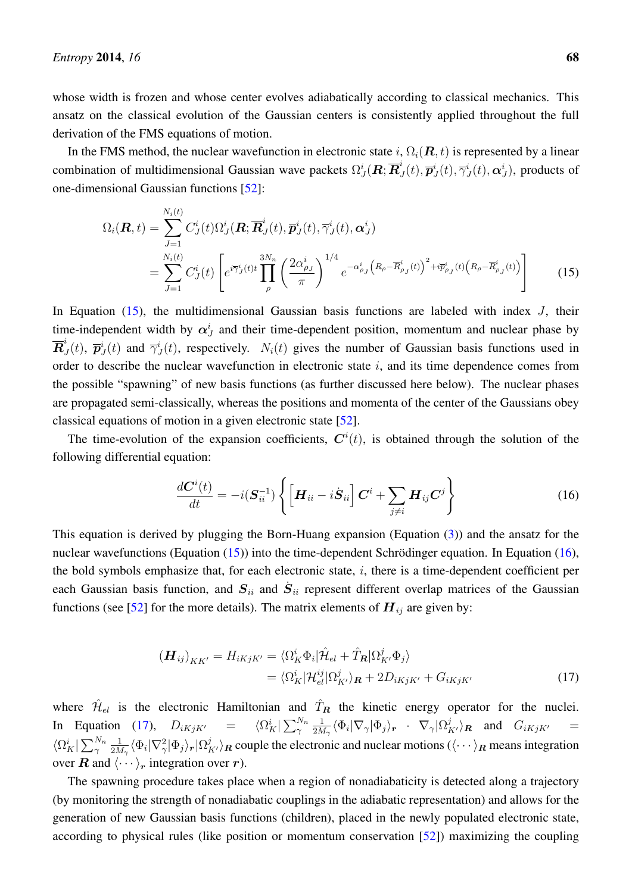whose width is frozen and whose center evolves adiabatically according to classical mechanics. This ansatz on the classical evolution of the Gaussian centers is consistently applied throughout the full derivation of the FMS equations of motion.

In the FMS method, the nuclear wavefunction in electronic state $i$, $\Omega_i(\boldsymbol{R},t)$ is represented by a linear combination of multidimensional Gaussian wave packets $\Omega_J^i(\boldsymbol{R};\overline{\boldsymbol{R}}_J^i(t),\overline{\boldsymbol{p}}_J^i(t),\overline{\gamma}_J^i(t),\boldsymbol{\alpha}_J^i)$, products of one-dimensional Gaussian functions [52]:

$$
\begin{aligned}
\Omega_i(\boldsymbol{R},t) &= \sum_{J=1}^{N_i(t)} C_J^i(t)\Omega_J^i(\boldsymbol{R};\overline{\boldsymbol{R}}_J^i(t),\overline{\boldsymbol{p}}_J^i(t),\overline{\gamma}_J^i(t),\boldsymbol{\alpha}_J^i) \\
&= \sum_{J=1}^{N_i(t)} C_J^i(t)\left[e^{i\overline{\gamma}_J^i(t)t}\prod_{\rho}^{3N_n}\left(\frac{2\alpha_{\rho J}^i}{\pi}\right)^{1/4} e^{-\alpha_{\rho J}^i\left(R_\rho-\overline{R}_{\rho J}^i(t)\right)^2+i\overline{p}_{\rho J}^i(t)\left(R_\rho-\overline{R}_{\rho J}^i(t)\right)}\right]
\end{aligned}
\tag{15}
$$

In Equation (15), the multidimensional Gaussian basis functions are labeled with index $J$, their time-independent width by $\boldsymbol{\alpha}_J^i$ and their time-dependent position, momentum and nuclear phase by $\overline{\boldsymbol{R}}_J^i(t)$, $\overline{\boldsymbol{p}}_J^i(t)$ and $\overline{\gamma}_J^i(t)$, respectively. $N_i(t)$ gives the number of Gaussian basis functions used in order to describe the nuclear wavefunction in electronic state $i$, and its time dependence comes from the possible "spawning" of new basis functions (as further discussed here below). The nuclear phases are propagated semi-classically, whereas the positions and momenta of the center of the Gaussians obey classical equations of motion in a given electronic state [52].

The time-evolution of the expansion coefficients, $\boldsymbol{C}^i(t)$, is obtained through the solution of the following differential equation:

$$
\frac{d\boldsymbol{C}^i(t)}{dt} = -i(\boldsymbol{S}_{ii}^{-1})\left\{\left[\boldsymbol{H}_{ii}-i\dot{\boldsymbol{S}}_{ii}\right]\boldsymbol{C}^i+\sum_{j\neq i}\boldsymbol{H}_{ij}\boldsymbol{C}^j\right\}
\tag{16}
$$

This equation is derived by plugging the Born-Huang expansion (Equation (3)) and the ansatz for the nuclear wavefunctions (Equation (15)) into the time-dependent Schrödinger equation. In Equation (16), the bold symbols emphasize that, for each electronic state, $i$, there is a time-dependent coefficient per each Gaussian basis function, and $\boldsymbol{S}_{ii}$ and $\dot{\boldsymbol{S}}_{ii}$ represent different overlap matrices of the Gaussian functions (see [52] for the more details). The matrix elements of $\boldsymbol{H}_{ij}$ are given by:

$$
\begin{aligned}
(\boldsymbol{H}_{ij})_{KK'} = H_{iKjK'} &= \langle \Omega_K^i\Phi_i|\hat{\mathcal{H}}_{el}+\hat{T}_{\boldsymbol{R}}|\Omega_{K'}^j\Phi_j\rangle \\
&= \langle \Omega_K^i|\mathcal{H}_{el}^{ij}|\Omega_{K'}^j\rangle_{\boldsymbol{R}} + 2D_{iKjK'} + G_{iKjK'}
\end{aligned}
\tag{17}
$$

where $\hat{\mathcal{H}}_{el}$ is the electronic Hamiltonian and $\hat{T}_{\boldsymbol{R}}$ the kinetic energy operator for the nuclei. In Equation (17), $D_{iKjK'} = \langle\Omega_K^i|\sum_{\gamma}^{N_n}\frac{1}{2M_\gamma}\langle\Phi_i|\nabla_\gamma|\Phi_j\rangle_{\boldsymbol{r}}\cdot\nabla_\gamma|\Omega_{K'}^j\rangle_{\boldsymbol{R}}$ and $G_{iKjK'} = \langle\Omega_K^i|\sum_{\gamma}^{N_n}\frac{1}{2M_\gamma}\langle\Phi_i|\nabla_\gamma^2|\Phi_j\rangle_{\boldsymbol{r}}|\Omega_{K'}^j\rangle_{\boldsymbol{R}}$ couple the electronic and nuclear motions ($\langle\cdots\rangle_{\boldsymbol{R}}$ means integration over $\boldsymbol{R}$ and $\langle\cdots\rangle_{\boldsymbol{r}}$ integration over $\boldsymbol{r}$).

The spawning procedure takes place when a region of nonadiabaticity is detected along a trajectory (by monitoring the strength of nonadiabatic couplings in the adiabatic representation) and allows for the generation of new Gaussian basis functions (children), placed in the newly populated electronic state, according to physical rules (like position or momentum conservation [52]) maximizing the coupling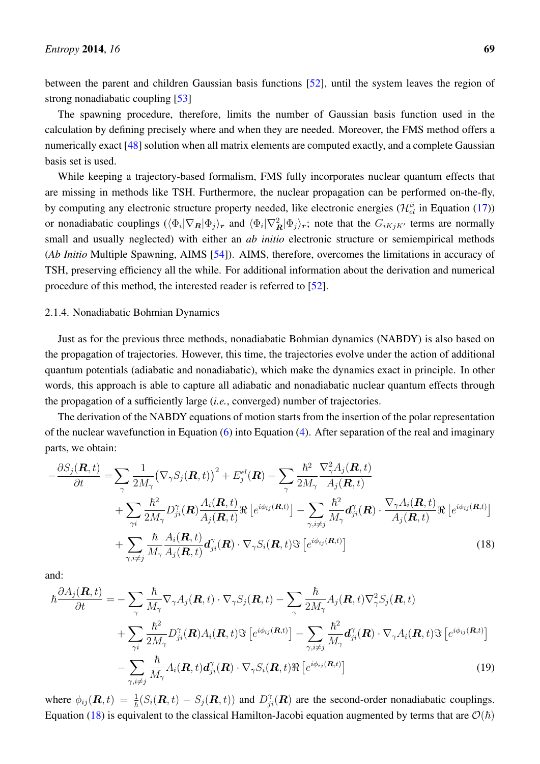between the parent and children Gaussian basis functions [52], until the system leaves the region of strong nonadiabatic coupling [53]

The spawning procedure, therefore, limits the number of Gaussian basis function used in the calculation by defining precisely where and when they are needed. Moreover, the FMS method offers a numerically exact [48] solution when all matrix elements are computed exactly, and a complete Gaussian basis set is used.

While keeping a trajectory-based formalism, FMS fully incorporates nuclear quantum effects that are missing in methods like TSH. Furthermore, the nuclear propagation can be performed on-the-fly, by computing any electronic structure property needed, like electronic energies ($\mathcal{H}_{el}^{ii}$ in Equation (17)) or nonadiabatic couplings ($\langle\Phi_i|\nabla_{\boldsymbol{R}}|\Phi_j\rangle_{\boldsymbol{r}}$ and $\langle\Phi_i|\nabla_{\boldsymbol{R}}^2|\Phi_j\rangle_{\boldsymbol{r}}$; note that the $G_{iKjK'}$ terms are normally small and usually neglected) with either an *ab initio* electronic structure or semiempirical methods (*Ab Initio* Multiple Spawning, AIMS [54]). AIMS, therefore, overcomes the limitations in accuracy of TSH, preserving efficiency all the while. For additional information about the derivation and numerical procedure of this method, the interested reader is referred to [52].

### 2.1.4. Nonadiabatic Bohmian Dynamics

Just as for the previous three methods, nonadiabatic Bohmian dynamics (NABDY) is also based on the propagation of trajectories. However, this time, the trajectories evolve under the action of additional quantum potentials (adiabatic and nonadiabatic), which make the dynamics exact in principle. In other words, this approach is able to capture all adiabatic and nonadiabatic nuclear quantum effects through the propagation of a sufficiently large (*i.e.*, converged) number of trajectories.

The derivation of the NABDY equations of motion starts from the insertion of the polar representation of the nuclear wavefunction in Equation (6) into Equation (4). After separation of the real and imaginary parts, we obtain:

$$
\begin{aligned}
-\frac{\partial S_j(\boldsymbol{R},t)}{\partial t} =& \sum_\gamma \frac{1}{2M_\gamma}\big(\nabla_\gamma S_j(\boldsymbol{R},t)\big)^2 + E_j^{el}(\boldsymbol{R}) - \sum_\gamma \frac{\hbar^2}{2M_\gamma}\frac{\nabla_\gamma^2 A_j(\boldsymbol{R},t)}{A_j(\boldsymbol{R},t)} \\
&+ \sum_{\gamma i} \frac{\hbar^2}{2M_\gamma} D_{ji}^\gamma(\boldsymbol{R})\frac{A_i(\boldsymbol{R},t)}{A_j(\boldsymbol{R},t)}\Re\left[e^{i\phi_{ij}(\boldsymbol{R},t)}\right] - \sum_{\gamma,i\neq j}\frac{\hbar^2}{M_\gamma}\boldsymbol{d}_{ji}^\gamma(\boldsymbol{R})\cdot\frac{\nabla_\gamma A_i(\boldsymbol{R},t)}{A_j(\boldsymbol{R},t)}\Re\left[e^{i\phi_{ij}(\boldsymbol{R},t)}\right] \\
&+ \sum_{\gamma,i\neq j}\frac{\hbar}{M_\gamma}\frac{A_i(\boldsymbol{R},t)}{A_j(\boldsymbol{R},t)}\boldsymbol{d}_{ji}^\gamma(\boldsymbol{R})\cdot\nabla_\gamma S_i(\boldsymbol{R},t)\Im\left[e^{i\phi_{ij}(\boldsymbol{R},t)}\right]
\end{aligned}
\tag{18}
$$

and:

$$
\begin{aligned}
\hbar\frac{\partial A_j(\boldsymbol{R},t)}{\partial t} =& -\sum_\gamma \frac{\hbar}{M_\gamma}\nabla_\gamma A_j(\boldsymbol{R},t)\cdot\nabla_\gamma S_j(\boldsymbol{R},t) - \sum_\gamma\frac{\hbar}{2M_\gamma}A_j(\boldsymbol{R},t)\nabla_\gamma^2 S_j(\boldsymbol{R},t) \\
&+ \sum_{\gamma i}\frac{\hbar^2}{2M_\gamma}D_{ji}^\gamma(\boldsymbol{R})A_i(\boldsymbol{R},t)\Im\left[e^{i\phi_{ij}(\boldsymbol{R},t)}\right] - \sum_{\gamma,i\neq j}\frac{\hbar^2}{M_\gamma}\boldsymbol{d}_{ji}^\gamma(\boldsymbol{R})\cdot\nabla_\gamma A_i(\boldsymbol{R},t)\Im\left[e^{i\phi_{ij}(\boldsymbol{R},t)}\right] \\
&- \sum_{\gamma,i\neq j}\frac{\hbar}{M_\gamma}A_i(\boldsymbol{R},t)\boldsymbol{d}_{ji}^\gamma(\boldsymbol{R})\cdot\nabla_\gamma S_i(\boldsymbol{R},t)\Re\left[e^{i\phi_{ij}(\boldsymbol{R},t)}\right]
\end{aligned}
\tag{19}
$$

where $\phi_{ij}(\boldsymbol{R},t) = \frac{1}{\hbar}(S_i(\boldsymbol{R},t) - S_j(\boldsymbol{R},t))$ and $D_{ji}^\gamma(\boldsymbol{R})$ are the second-order nonadiabatic couplings. Equation (18) is equivalent to the classical Hamilton-Jacobi equation augmented by terms that are $\mathcal{O}(\hbar)$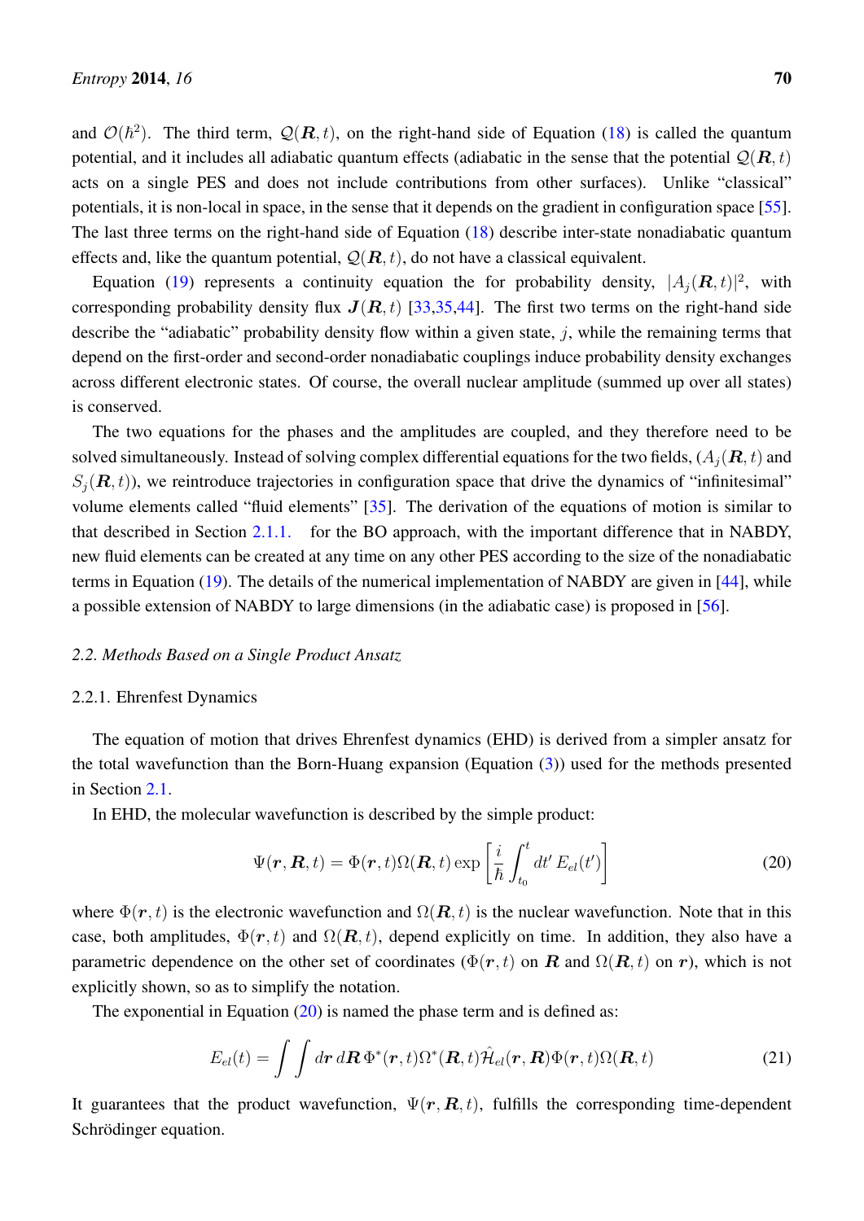and $\mathcal{O}(\hbar^2)$. The third term, $\mathcal{Q}(\boldsymbol{R}, t)$, on the right-hand side of Equation (18) is called the quantum potential, and it includes all adiabatic quantum effects (adiabatic in the sense that the potential $\mathcal{Q}(\boldsymbol{R}, t)$ acts on a single PES and does not include contributions from other surfaces). Unlike "classical" potentials, it is non-local in space, in the sense that it depends on the gradient in configuration space [55]. The last three terms on the right-hand side of Equation (18) describe inter-state nonadiabatic quantum effects and, like the quantum potential, $\mathcal{Q}(\boldsymbol{R}, t)$, do not have a classical equivalent.

Equation (19) represents a continuity equation the for probability density, $|A_j(\boldsymbol{R}, t)|^2$, with corresponding probability density flux $\boldsymbol{J}(\boldsymbol{R}, t)$ [33,35,44]. The first two terms on the right-hand side describe the "adiabatic" probability density flow within a given state, $j$, while the remaining terms that depend on the first-order and second-order nonadiabatic couplings induce probability density exchanges across different electronic states. Of course, the overall nuclear amplitude (summed up over all states) is conserved.

The two equations for the phases and the amplitudes are coupled, and they therefore need to be solved simultaneously. Instead of solving complex differential equations for the two fields, ($A_j(\boldsymbol{R}, t)$ and $S_j(\boldsymbol{R}, t)$), we reintroduce trajectories in configuration space that drive the dynamics of "infinitesimal" volume elements called "fluid elements" [35]. The derivation of the equations of motion is similar to that described in Section 2.1.1. for the BO approach, with the important difference that in NABDY, new fluid elements can be created at any time on any other PES according to the size of the nonadiabatic terms in Equation (19). The details of the numerical implementation of NABDY are given in [44], while a possible extension of NABDY to large dimensions (in the adiabatic case) is proposed in [56].

### 2.2. Methods Based on a Single Product Ansatz

#### 2.2.1. Ehrenfest Dynamics

The equation of motion that drives Ehrenfest dynamics (EHD) is derived from a simpler ansatz for the total wavefunction than the Born-Huang expansion (Equation (3)) used for the methods presented in Section 2.1.

In EHD, the molecular wavefunction is described by the simple product:

$$\Psi(\boldsymbol{r}, \boldsymbol{R}, t) = \Phi(\boldsymbol{r}, t)\Omega(\boldsymbol{R}, t) \exp\left[\frac{i}{\hbar}\int_{t_0}^{t} dt'\, E_{el}(t')\right] \tag{20}$$

where $\Phi(\boldsymbol{r}, t)$ is the electronic wavefunction and $\Omega(\boldsymbol{R}, t)$ is the nuclear wavefunction. Note that in this case, both amplitudes, $\Phi(\boldsymbol{r}, t)$ and $\Omega(\boldsymbol{R}, t)$, depend explicitly on time. In addition, they also have a parametric dependence on the other set of coordinates ($\Phi(\boldsymbol{r}, t)$ on $\boldsymbol{R}$ and $\Omega(\boldsymbol{R}, t)$ on $\boldsymbol{r}$), which is not explicitly shown, so as to simplify the notation.

The exponential in Equation (20) is named the phase term and is defined as:

$$E_{el}(t) = \int\int d\boldsymbol{r}\, d\boldsymbol{R}\, \Phi^*(\boldsymbol{r}, t)\Omega^*(\boldsymbol{R}, t)\hat{\mathcal{H}}_{el}(\boldsymbol{r}, \boldsymbol{R})\Phi(\boldsymbol{r}, t)\Omega(\boldsymbol{R}, t) \tag{21}$$

It guarantees that the product wavefunction, $\Psi(\boldsymbol{r}, \boldsymbol{R}, t)$, fulfills the corresponding time-dependent Schrödinger equation.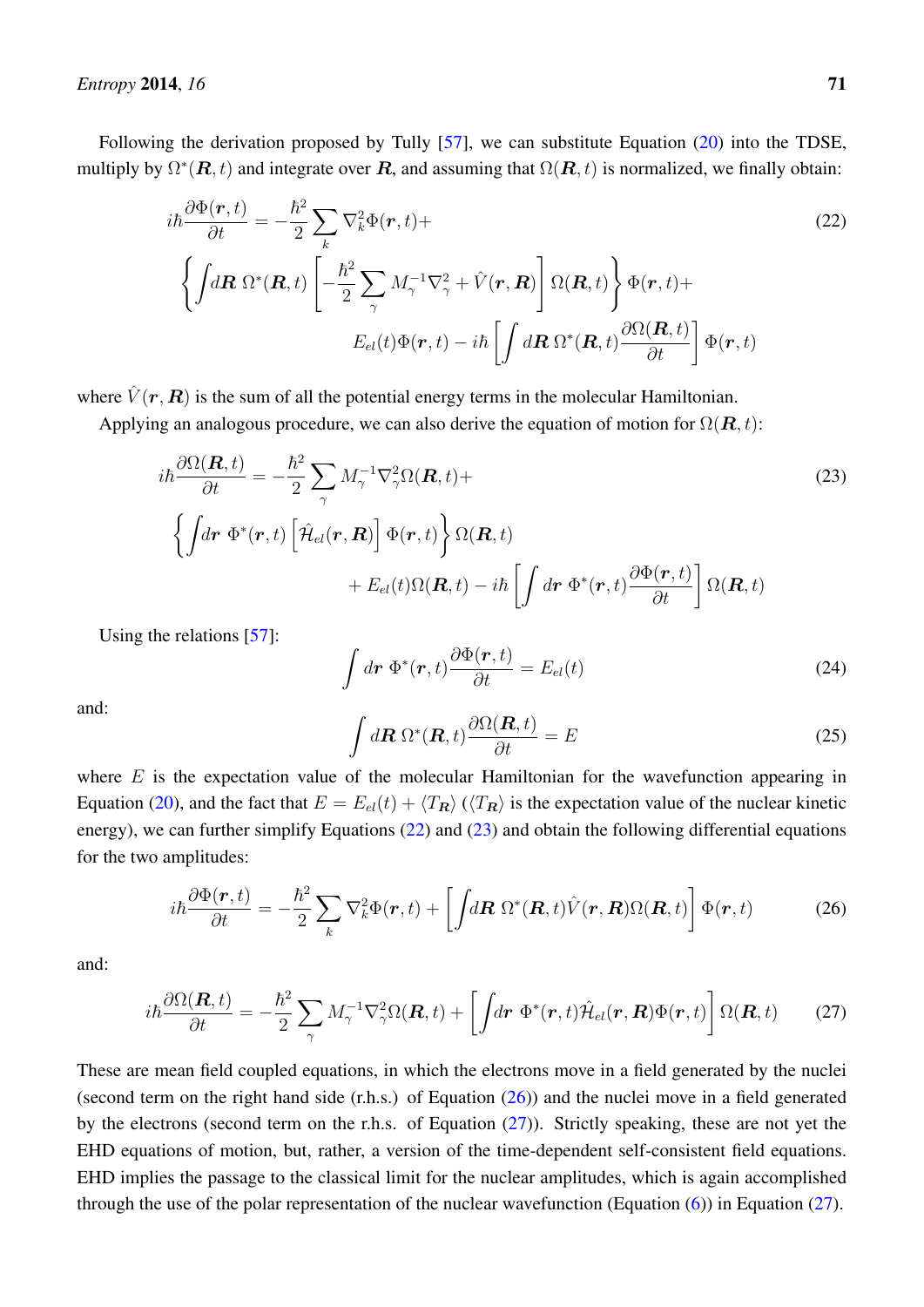Following the derivation proposed by Tully [57], we can substitute Equation (20) into the TDSE, multiply by $\Omega^*(\boldsymbol{R}, t)$ and integrate over $\boldsymbol{R}$, and assuming that $\Omega(\boldsymbol{R}, t)$ is normalized, we finally obtain:

$$
\begin{aligned}
i\hbar \frac{\partial \Phi(\boldsymbol{r}, t)}{\partial t} &= -\frac{\hbar^2}{2} \sum_k \nabla_k^2 \Phi(\boldsymbol{r}, t) + \\
&\left\{ \int d\boldsymbol{R}\ \Omega^*(\boldsymbol{R}, t) \left[ -\frac{\hbar^2}{2} \sum_\gamma M_\gamma^{-1} \nabla_\gamma^2 + \hat{V}(\boldsymbol{r}, \boldsymbol{R}) \right] \Omega(\boldsymbol{R}, t) \right\} \Phi(\boldsymbol{r}, t) + \\
&\qquad E_{el}(t)\Phi(\boldsymbol{r}, t) - i\hbar \left[ \int d\boldsymbol{R}\ \Omega^*(\boldsymbol{R}, t) \frac{\partial \Omega(\boldsymbol{R}, t)}{\partial t} \right] \Phi(\boldsymbol{r}, t)
\end{aligned}
\tag{22}
$$

where $\hat{V}(\boldsymbol{r}, \boldsymbol{R})$ is the sum of all the potential energy terms in the molecular Hamiltonian.

Applying an analogous procedure, we can also derive the equation of motion for $\Omega(\boldsymbol{R}, t)$:

$$
\begin{aligned}
i\hbar \frac{\partial \Omega(\boldsymbol{R}, t)}{\partial t} &= -\frac{\hbar^2}{2} \sum_\gamma M_\gamma^{-1} \nabla_\gamma^2 \Omega(\boldsymbol{R}, t) + \\
&\left\{ \int d\boldsymbol{r}\ \Phi^*(\boldsymbol{r}, t) \left[ \hat{\mathcal{H}}_{el}(\boldsymbol{r}, \boldsymbol{R}) \right] \Phi(\boldsymbol{r}, t) \right\} \Omega(\boldsymbol{R}, t) \\
&\qquad + E_{el}(t)\Omega(\boldsymbol{R}, t) - i\hbar \left[ \int d\boldsymbol{r}\ \Phi^*(\boldsymbol{r}, t) \frac{\partial \Phi(\boldsymbol{r}, t)}{\partial t} \right] \Omega(\boldsymbol{R}, t)
\end{aligned}
\tag{23}
$$

Using the relations [57]:

$$
\int d\boldsymbol{r}\ \Phi^*(\boldsymbol{r}, t) \frac{\partial \Phi(\boldsymbol{r}, t)}{\partial t} = E_{el}(t) \tag{24}
$$

and:

$$
\int d\boldsymbol{R}\ \Omega^*(\boldsymbol{R}, t) \frac{\partial \Omega(\boldsymbol{R}, t)}{\partial t} = E \tag{25}
$$

where $E$ is the expectation value of the molecular Hamiltonian for the wavefunction appearing in Equation (20), and the fact that $E = E_{el}(t) + \langle T_{\boldsymbol{R}} \rangle$ ($\langle T_{\boldsymbol{R}} \rangle$ is the expectation value of the nuclear kinetic energy), we can further simplify Equations (22) and (23) and obtain the following differential equations for the two amplitudes:

$$
i\hbar \frac{\partial \Phi(\boldsymbol{r}, t)}{\partial t} = -\frac{\hbar^2}{2} \sum_k \nabla_k^2 \Phi(\boldsymbol{r}, t) + \left[ \int d\boldsymbol{R}\ \Omega^*(\boldsymbol{R}, t) \hat{V}(\boldsymbol{r}, \boldsymbol{R}) \Omega(\boldsymbol{R}, t) \right] \Phi(\boldsymbol{r}, t) \tag{26}
$$

and:

$$
i\hbar \frac{\partial \Omega(\boldsymbol{R}, t)}{\partial t} = -\frac{\hbar^2}{2} \sum_\gamma M_\gamma^{-1} \nabla_\gamma^2 \Omega(\boldsymbol{R}, t) + \left[ \int d\boldsymbol{r}\ \Phi^*(\boldsymbol{r}, t) \hat{\mathcal{H}}_{el}(\boldsymbol{r}, \boldsymbol{R}) \Phi(\boldsymbol{r}, t) \right] \Omega(\boldsymbol{R}, t) \tag{27}
$$

These are mean field coupled equations, in which the electrons move in a field generated by the nuclei (second term on the right hand side (r.h.s.) of Equation (26)) and the nuclei move in a field generated by the electrons (second term on the r.h.s. of Equation (27)). Strictly speaking, these are not yet the EHD equations of motion, but, rather, a version of the time-dependent self-consistent field equations. EHD implies the passage to the classical limit for the nuclear amplitudes, which is again accomplished through the use of the polar representation of the nuclear wavefunction (Equation (6)) in Equation (27).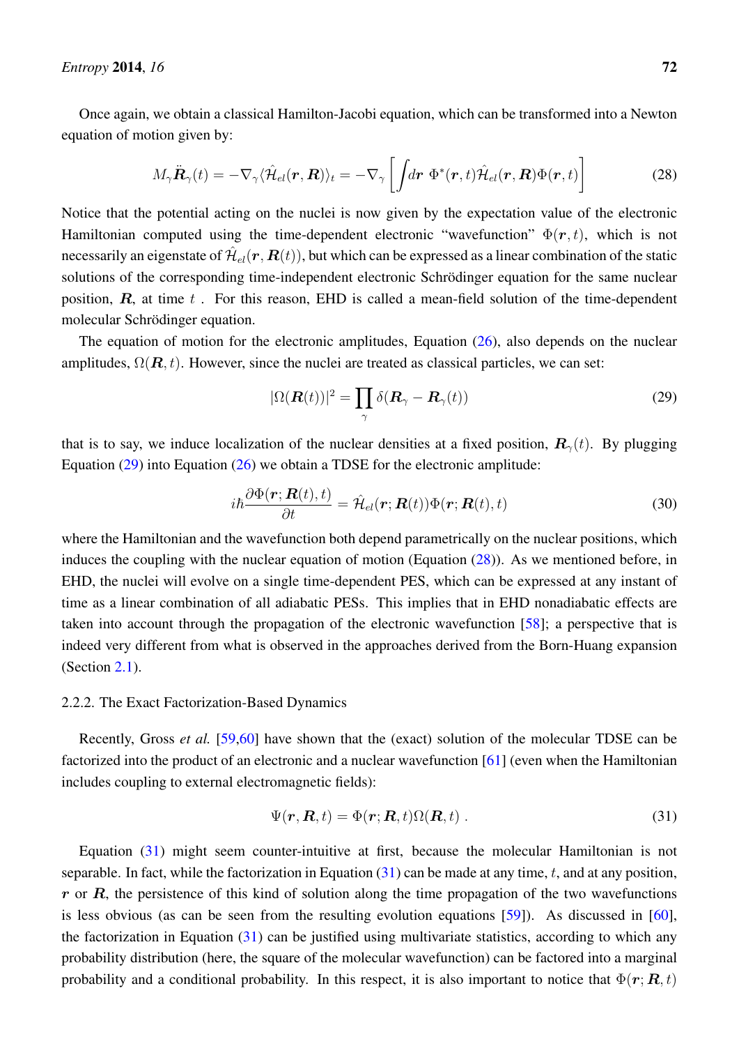Once again, we obtain a classical Hamilton-Jacobi equation, which can be transformed into a Newton equation of motion given by:

$$M_\gamma \ddot{\boldsymbol{R}}_\gamma(t) = -\nabla_\gamma \langle \hat{\mathcal{H}}_{el}(\boldsymbol{r},\boldsymbol{R})\rangle_t = -\nabla_\gamma \left[ \int d\boldsymbol{r}\ \Phi^*(\boldsymbol{r},t)\hat{\mathcal{H}}_{el}(\boldsymbol{r},\boldsymbol{R})\Phi(\boldsymbol{r},t) \right] \tag{28}$$

Notice that the potential acting on the nuclei is now given by the expectation value of the electronic Hamiltonian computed using the time-dependent electronic "wavefunction" $\Phi(\boldsymbol{r},t)$, which is not necessarily an eigenstate of $\hat{\mathcal{H}}_{el}(\boldsymbol{r},\boldsymbol{R}(t))$, but which can be expressed as a linear combination of the static solutions of the corresponding time-independent electronic Schrödinger equation for the same nuclear position, $\boldsymbol{R}$, at time $t$. For this reason, EHD is called a mean-field solution of the time-dependent molecular Schrödinger equation.

The equation of motion for the electronic amplitudes, Equation (26), also depends on the nuclear amplitudes, $\Omega(\boldsymbol{R},t)$. However, since the nuclei are treated as classical particles, we can set:

$$|\Omega(\boldsymbol{R}(t))|^2 = \prod_\gamma \delta(\boldsymbol{R}_\gamma - \boldsymbol{R}_\gamma(t)) \tag{29}$$

that is to say, we induce localization of the nuclear densities at a fixed position, $\boldsymbol{R}_\gamma(t)$. By plugging Equation (29) into Equation (26) we obtain a TDSE for the electronic amplitude:

$$i\hbar \frac{\partial \Phi(\boldsymbol{r};\boldsymbol{R}(t),t)}{\partial t} = \hat{\mathcal{H}}_{el}(\boldsymbol{r};\boldsymbol{R}(t))\Phi(\boldsymbol{r};\boldsymbol{R}(t),t) \tag{30}$$

where the Hamiltonian and the wavefunction both depend parametrically on the nuclear positions, which induces the coupling with the nuclear equation of motion (Equation (28)). As we mentioned before, in EHD, the nuclei will evolve on a single time-dependent PES, which can be expressed at any instant of time as a linear combination of all adiabatic PESs. This implies that in EHD nonadiabatic effects are taken into account through the propagation of the electronic wavefunction [58]; a perspective that is indeed very different from what is observed in the approaches derived from the Born-Huang expansion (Section 2.1).

### 2.2.2. The Exact Factorization-Based Dynamics

Recently, Gross *et al.* [59,60] have shown that the (exact) solution of the molecular TDSE can be factorized into the product of an electronic and a nuclear wavefunction [61] (even when the Hamiltonian includes coupling to external electromagnetic fields):

$$\Psi(\boldsymbol{r},\boldsymbol{R},t) = \Phi(\boldsymbol{r};\boldsymbol{R},t)\Omega(\boldsymbol{R},t)\ . \tag{31}$$

Equation (31) might seem counter-intuitive at first, because the molecular Hamiltonian is not separable. In fact, while the factorization in Equation (31) can be made at any time, $t$, and at any position, $\boldsymbol{r}$ or $\boldsymbol{R}$, the persistence of this kind of solution along the time propagation of the two wavefunctions is less obvious (as can be seen from the resulting evolution equations [59]). As discussed in [60], the factorization in Equation (31) can be justified using multivariate statistics, according to which any probability distribution (here, the square of the molecular wavefunction) can be factored into a marginal probability and a conditional probability. In this respect, it is also important to notice that $\Phi(\boldsymbol{r};\boldsymbol{R},t)$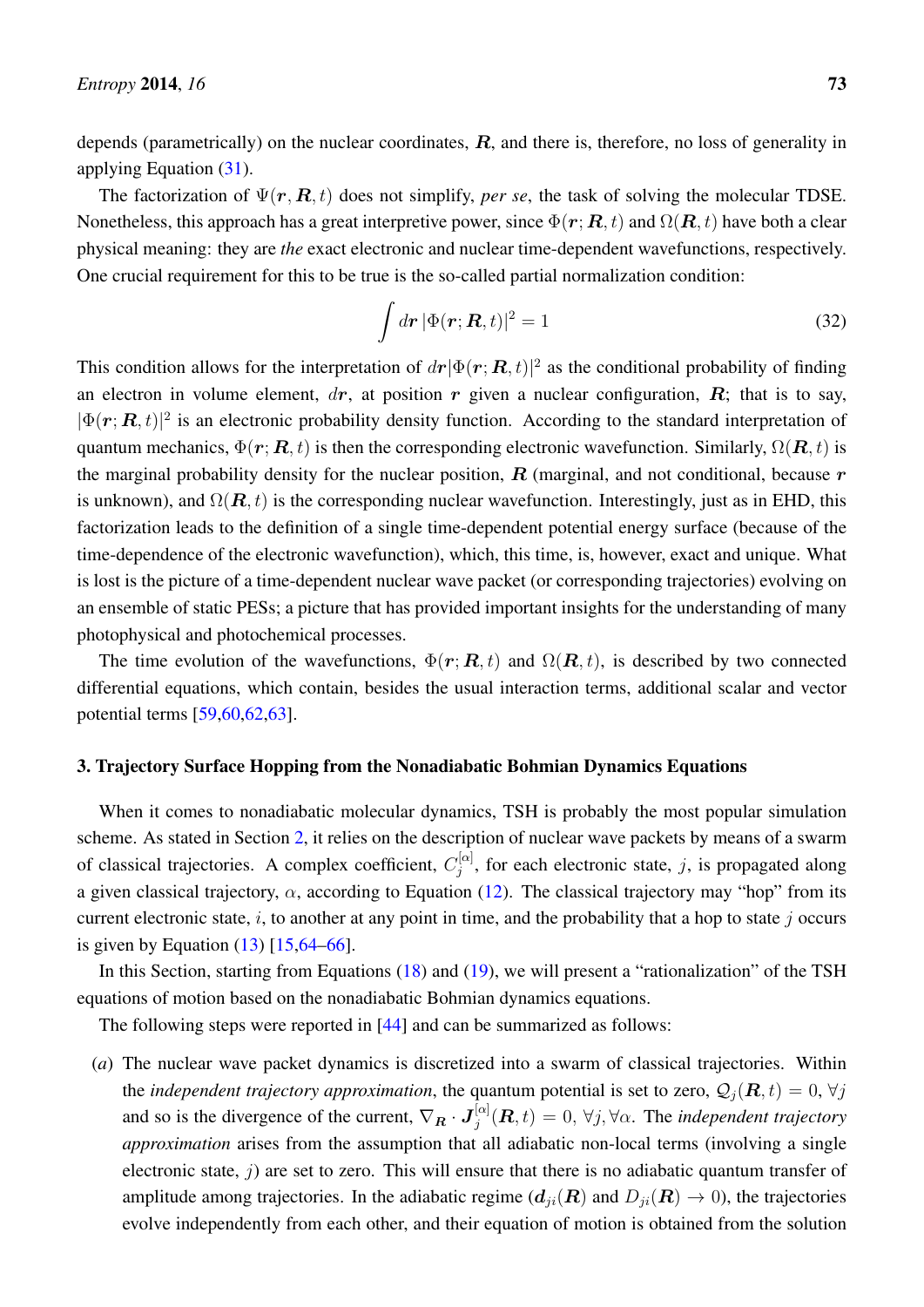depends (parametrically) on the nuclear coordinates, $\boldsymbol{R}$, and there is, therefore, no loss of generality in applying Equation (31).

The factorization of $\Psi(\boldsymbol{r}, \boldsymbol{R}, t)$ does not simplify, *per se*, the task of solving the molecular TDSE. Nonetheless, this approach has a great interpretive power, since $\Phi(\boldsymbol{r}; \boldsymbol{R}, t)$ and $\Omega(\boldsymbol{R}, t)$ have both a clear physical meaning: they are *the* exact electronic and nuclear time-dependent wavefunctions, respectively. One crucial requirement for this to be true is the so-called partial normalization condition:

$$\int d\boldsymbol{r}\, |\Phi(\boldsymbol{r}; \boldsymbol{R}, t)|^2 = 1 \tag{32}$$

This condition allows for the interpretation of $d\boldsymbol{r}|\Phi(\boldsymbol{r}; \boldsymbol{R}, t)|^2$ as the conditional probability of finding an electron in volume element, $d\boldsymbol{r}$, at position $\boldsymbol{r}$ given a nuclear configuration, $\boldsymbol{R}$; that is to say, $|\Phi(\boldsymbol{r}; \boldsymbol{R}, t)|^2$ is an electronic probability density function. According to the standard interpretation of quantum mechanics, $\Phi(\boldsymbol{r}; \boldsymbol{R}, t)$ is then the corresponding electronic wavefunction. Similarly, $\Omega(\boldsymbol{R}, t)$ is the marginal probability density for the nuclear position, $\boldsymbol{R}$ (marginal, and not conditional, because $\boldsymbol{r}$ is unknown), and $\Omega(\boldsymbol{R}, t)$ is the corresponding nuclear wavefunction. Interestingly, just as in EHD, this factorization leads to the definition of a single time-dependent potential energy surface (because of the time-dependence of the electronic wavefunction), which, this time, is, however, exact and unique. What is lost is the picture of a time-dependent nuclear wave packet (or corresponding trajectories) evolving on an ensemble of static PESs; a picture that has provided important insights for the understanding of many photophysical and photochemical processes.

The time evolution of the wavefunctions, $\Phi(\boldsymbol{r}; \boldsymbol{R}, t)$ and $\Omega(\boldsymbol{R}, t)$, is described by two connected differential equations, which contain, besides the usual interaction terms, additional scalar and vector potential terms [59,60,62,63].

## 3. Trajectory Surface Hopping from the Nonadiabatic Bohmian Dynamics Equations

When it comes to nonadiabatic molecular dynamics, TSH is probably the most popular simulation scheme. As stated in Section 2, it relies on the description of nuclear wave packets by means of a swarm of classical trajectories. A complex coefficient, $C_j^{[\alpha]}$, for each electronic state, $j$, is propagated along a given classical trajectory, $\alpha$, according to Equation (12). The classical trajectory may "hop" from its current electronic state, $i$, to another at any point in time, and the probability that a hop to state $j$ occurs is given by Equation (13) [15,64–66].

In this Section, starting from Equations (18) and (19), we will present a "rationalization" of the TSH equations of motion based on the nonadiabatic Bohmian dynamics equations.

The following steps were reported in [44] and can be summarized as follows:

(*a*) The nuclear wave packet dynamics is discretized into a swarm of classical trajectories. Within the *independent trajectory approximation*, the quantum potential is set to zero, $\mathcal{Q}_j(\boldsymbol{R}, t) = 0$, $\forall j$ and so is the divergence of the current, $\nabla_{\boldsymbol{R}} \cdot \boldsymbol{J}_j^{[\alpha]}(\boldsymbol{R}, t) = 0$, $\forall j, \forall \alpha$. The *independent trajectory approximation* arises from the assumption that all adiabatic non-local terms (involving a single electronic state, $j$) are set to zero. This will ensure that there is no adiabatic quantum transfer of amplitude among trajectories. In the adiabatic regime ($\boldsymbol{d}_{ji}(\boldsymbol{R})$ and $D_{ji}(\boldsymbol{R}) \to 0$), the trajectories evolve independently from each other, and their equation of motion is obtained from the solution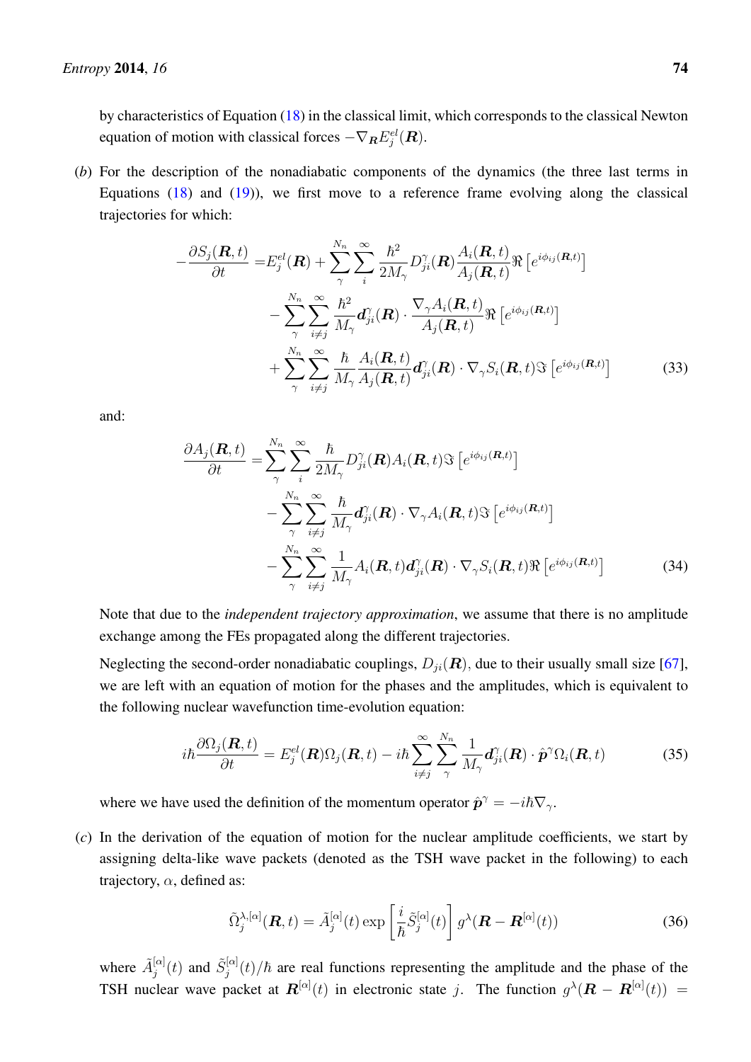by characteristics of Equation (18) in the classical limit, which corresponds to the classical Newton equation of motion with classical forces $-\nabla_{\boldsymbol{R}} E_j^{el}(\boldsymbol{R})$.

(*b*) For the description of the nonadiabatic components of the dynamics (the three last terms in Equations (18) and (19)), we first move to a reference frame evolving along the classical trajectories for which:

$$
\begin{aligned}
-\frac{\partial S_j(\boldsymbol{R},t)}{\partial t} =& E_j^{el}(\boldsymbol{R}) + \sum_{\gamma}^{N_n}\sum_{i}^{\infty} \frac{\hbar^2}{2M_\gamma} D_{ji}^{\gamma}(\boldsymbol{R}) \frac{A_i(\boldsymbol{R},t)}{A_j(\boldsymbol{R},t)} \Re\left[e^{i\phi_{ij}(\boldsymbol{R},t)}\right] \\
&- \sum_{\gamma}^{N_n}\sum_{i\neq j}^{\infty} \frac{\hbar^2}{M_\gamma} \boldsymbol{d}_{ji}^{\gamma}(\boldsymbol{R}) \cdot \frac{\nabla_\gamma A_i(\boldsymbol{R},t)}{A_j(\boldsymbol{R},t)} \Re\left[e^{i\phi_{ij}(\boldsymbol{R},t)}\right] \\
&+ \sum_{\gamma}^{N_n}\sum_{i\neq j}^{\infty} \frac{\hbar}{M_\gamma} \frac{A_i(\boldsymbol{R},t)}{A_j(\boldsymbol{R},t)} \boldsymbol{d}_{ji}^{\gamma}(\boldsymbol{R}) \cdot \nabla_\gamma S_i(\boldsymbol{R},t) \Im\left[e^{i\phi_{ij}(\boldsymbol{R},t)}\right]
\end{aligned} \tag{33}
$$

and:

$$
\begin{aligned}
\frac{\partial A_j(\boldsymbol{R},t)}{\partial t} =& \sum_{\gamma}^{N_n}\sum_{i}^{\infty} \frac{\hbar}{2M_\gamma} D_{ji}^{\gamma}(\boldsymbol{R}) A_i(\boldsymbol{R},t) \Im\left[e^{i\phi_{ij}(\boldsymbol{R},t)}\right] \\
&- \sum_{\gamma}^{N_n}\sum_{i\neq j}^{\infty} \frac{\hbar}{M_\gamma} \boldsymbol{d}_{ji}^{\gamma}(\boldsymbol{R}) \cdot \nabla_\gamma A_i(\boldsymbol{R},t) \Im\left[e^{i\phi_{ij}(\boldsymbol{R},t)}\right] \\
&- \sum_{\gamma}^{N_n}\sum_{i\neq j}^{\infty} \frac{1}{M_\gamma} A_i(\boldsymbol{R},t) \boldsymbol{d}_{ji}^{\gamma}(\boldsymbol{R}) \cdot \nabla_\gamma S_i(\boldsymbol{R},t) \Re\left[e^{i\phi_{ij}(\boldsymbol{R},t)}\right]
\end{aligned} \tag{34}
$$

Note that due to the *independent trajectory approximation*, we assume that there is no amplitude exchange among the FEs propagated along the different trajectories.

Neglecting the second-order nonadiabatic couplings, $D_{ji}(\boldsymbol{R})$, due to their usually small size [67], we are left with an equation of motion for the phases and the amplitudes, which is equivalent to the following nuclear wavefunction time-evolution equation:

$$
i\hbar \frac{\partial \Omega_j(\boldsymbol{R},t)}{\partial t} = E_j^{el}(\boldsymbol{R}) \Omega_j(\boldsymbol{R},t) - i\hbar \sum_{i\neq j}^{\infty}\sum_{\gamma}^{N_n} \frac{1}{M_\gamma} \boldsymbol{d}_{ji}^{\gamma}(\boldsymbol{R}) \cdot \hat{\boldsymbol{p}}^{\gamma} \Omega_i(\boldsymbol{R},t) \tag{35}
$$

where we have used the definition of the momentum operator $\hat{\boldsymbol{p}}^{\gamma} = -i\hbar\nabla_\gamma$.

(*c*) In the derivation of the equation of motion for the nuclear amplitude coefficients, we start by assigning delta-like wave packets (denoted as the TSH wave packet in the following) to each trajectory, $\alpha$, defined as:

$$
\tilde{\Omega}_j^{\lambda,[\alpha]}(\boldsymbol{R},t) = \tilde{A}_j^{[\alpha]}(t) \exp\left[\frac{i}{\hbar}\tilde{S}_j^{[\alpha]}(t)\right] g^{\lambda}(\boldsymbol{R} - \boldsymbol{R}^{[\alpha]}(t)) \tag{36}
$$

where $\tilde{A}_j^{[\alpha]}(t)$ and $\tilde{S}_j^{[\alpha]}(t)/\hbar$ are real functions representing the amplitude and the phase of the TSH nuclear wave packet at $\boldsymbol{R}^{[\alpha]}(t)$ in electronic state $j$. The function $g^{\lambda}(\boldsymbol{R} - \boldsymbol{R}^{[\alpha]}(t)) =$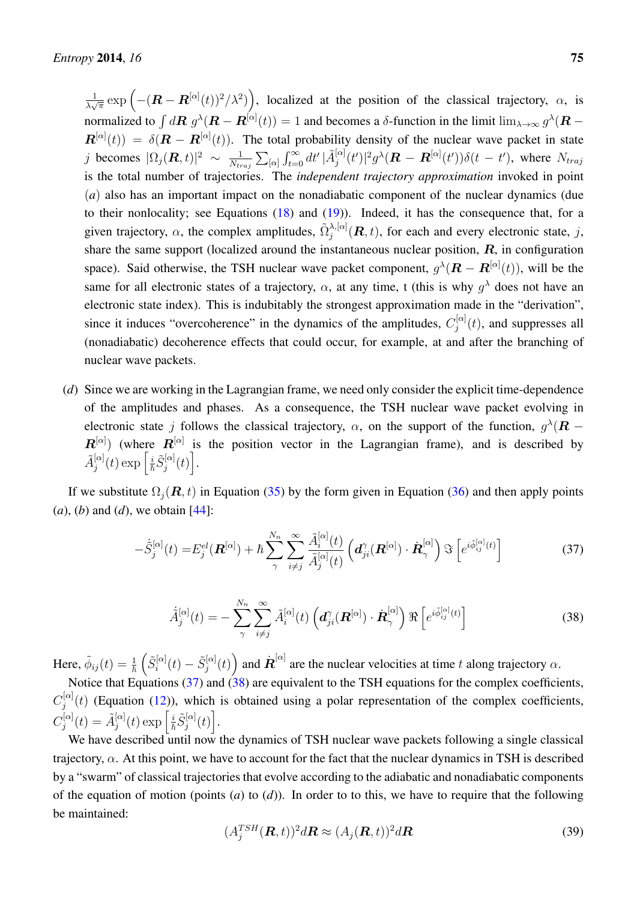$\frac{1}{\lambda\sqrt{\pi}} \exp\left(-(\boldsymbol{R} - \boldsymbol{R}^{[\alpha]}(t))^2/\lambda^2\right)$, localized at the position of the classical trajectory, $\alpha$, is normalized to $\int d\boldsymbol{R}\; g^\lambda(\boldsymbol{R} - \boldsymbol{R}^{[\alpha]}(t)) = 1$ and becomes a $\delta$-function in the limit $\lim_{\lambda\to\infty} g^\lambda(\boldsymbol{R} - \boldsymbol{R}^{[\alpha]}(t)) = \delta(\boldsymbol{R} - \boldsymbol{R}^{[\alpha]}(t))$. The total probability density of the nuclear wave packet in state $j$ becomes $|\Omega_j(\boldsymbol{R},t)|^2 \sim \frac{1}{N_{traj}} \sum_{[\alpha]} \int_{t=0}^{\infty} dt' \, |\tilde{A}_j^{[\alpha]}(t')|^2 g^\lambda(\boldsymbol{R} - \boldsymbol{R}^{[\alpha]}(t'))\delta(t - t')$, where $N_{traj}$ is the total number of trajectories. The *independent trajectory approximation* invoked in point ($a$) also has an important impact on the nonadiabatic component of the nuclear dynamics (due to their nonlocality; see Equations (18) and (19)). Indeed, it has the consequence that, for a given trajectory, $\alpha$, the complex amplitudes, $\tilde{\Omega}_j^{\lambda,[\alpha]}(\boldsymbol{R},t)$, for each and every electronic state, $j$, share the same support (localized around the instantaneous nuclear position, $\boldsymbol{R}$, in configuration space). Said otherwise, the TSH nuclear wave packet component, $g^\lambda(\boldsymbol{R} - \boldsymbol{R}^{[\alpha]}(t))$, will be the same for all electronic states of a trajectory, $\alpha$, at any time, t (this is why $g^\lambda$ does not have an electronic state index). This is indubitably the strongest approximation made in the "derivation", since it induces "overcoherence" in the dynamics of the amplitudes, $C_j^{[\alpha]}(t)$, and suppresses all (nonadiabatic) decoherence effects that could occur, for example, at and after the branching of nuclear wave packets.

($d$) Since we are working in the Lagrangian frame, we need only consider the explicit time-dependence of the amplitudes and phases. As a consequence, the TSH nuclear wave packet evolving in electronic state $j$ follows the classical trajectory, $\alpha$, on the support of the function, $g^\lambda(\boldsymbol{R} - \boldsymbol{R}^{[\alpha]})$ (where $\boldsymbol{R}^{[\alpha]}$ is the position vector in the Lagrangian frame), and is described by $\tilde{A}_j^{[\alpha]}(t) \exp\left[\frac{i}{\hbar}\tilde{S}_j^{[\alpha]}(t)\right]$.

If we substitute $\Omega_j(\boldsymbol{R},t)$ in Equation (35) by the form given in Equation (36) and then apply points ($a$), ($b$) and ($d$), we obtain [44]:

$$-\dot{\tilde{S}}_j^{[\alpha]}(t) = E_j^{el}(\boldsymbol{R}^{[\alpha]}) + \hbar \sum_{\gamma}^{N_n} \sum_{i\neq j}^{\infty} \frac{\tilde{A}_i^{[\alpha]}(t)}{\tilde{A}_j^{[\alpha]}(t)} \left(\boldsymbol{d}_{ji}^{\gamma}(\boldsymbol{R}^{[\alpha]}) \cdot \dot{\boldsymbol{R}}_{\gamma}^{[\alpha]}\right) \Im\left[e^{i\tilde{\phi}_{ij}^{[\alpha]}(t)}\right] \tag{37}$$

$$\dot{\tilde{A}}_j^{[\alpha]}(t) = -\sum_{\gamma}^{N_n} \sum_{i\neq j}^{\infty} \tilde{A}_i^{[\alpha]}(t) \left(\boldsymbol{d}_{ji}^{\gamma}(\boldsymbol{R}^{[\alpha]}) \cdot \dot{\boldsymbol{R}}_{\gamma}^{[\alpha]}\right) \Re\left[e^{i\tilde{\phi}_{ij}^{[\alpha]}(t)}\right] \tag{38}$$

Here, $\tilde{\phi}_{ij}(t) = \frac{1}{\hbar}\left(\tilde{S}_i^{[\alpha]}(t) - \tilde{S}_j^{[\alpha]}(t)\right)$ and $\dot{\boldsymbol{R}}^{[\alpha]}$ are the nuclear velocities at time $t$ along trajectory $\alpha$.

Notice that Equations (37) and (38) are equivalent to the TSH equations for the complex coefficients, $C_j^{[\alpha]}(t)$ (Equation (12)), which is obtained using a polar representation of the complex coefficients, $C_j^{[\alpha]}(t) = \tilde{A}_j^{[\alpha]}(t) \exp\left[\frac{i}{\hbar}\tilde{S}_j^{[\alpha]}(t)\right]$.

We have described until now the dynamics of TSH nuclear wave packets following a single classical trajectory, $\alpha$. At this point, we have to account for the fact that the nuclear dynamics in TSH is described by a "swarm" of classical trajectories that evolve according to the adiabatic and nonadiabatic components of the equation of motion (points ($a$) to ($d$)). In order to to this, we have to require that the following be maintained:

$$(A_j^{TSH}(\boldsymbol{R},t))^2 d\boldsymbol{R} \approx (A_j(\boldsymbol{R},t))^2 d\boldsymbol{R} \tag{39}$$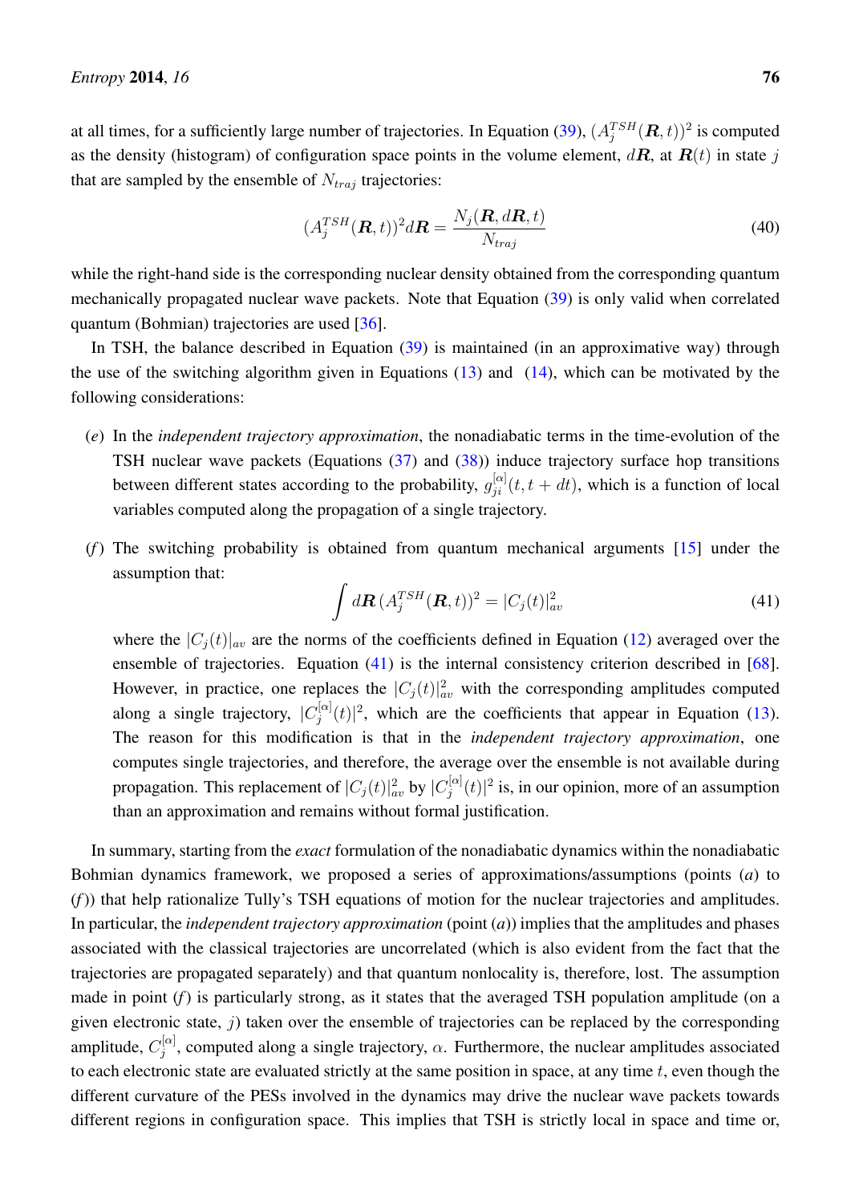at all times, for a sufficiently large number of trajectories. In Equation (39), $(A_j^{TSH}(\boldsymbol{R},t))^2$ is computed as the density (histogram) of configuration space points in the volume element, $d\boldsymbol{R}$, at $\boldsymbol{R}(t)$ in state $j$ that are sampled by the ensemble of $N_{traj}$ trajectories:

$$(A_j^{TSH}(\boldsymbol{R},t))^2 d\boldsymbol{R} = \frac{N_j(\boldsymbol{R}, d\boldsymbol{R}, t)}{N_{traj}} \tag{40}$$

while the right-hand side is the corresponding nuclear density obtained from the corresponding quantum mechanically propagated nuclear wave packets. Note that Equation (39) is only valid when correlated quantum (Bohmian) trajectories are used [36].

In TSH, the balance described in Equation (39) is maintained (in an approximative way) through the use of the switching algorithm given in Equations (13) and (14), which can be motivated by the following considerations:

(*e*) In the *independent trajectory approximation*, the nonadiabatic terms in the time-evolution of the TSH nuclear wave packets (Equations (37) and (38)) induce trajectory surface hop transitions between different states according to the probability, $g_{ji}^{[\alpha]}(t, t+dt)$, which is a function of local variables computed along the propagation of a single trajectory.

(*f*) The switching probability is obtained from quantum mechanical arguments [15] under the assumption that:

$$\int d\boldsymbol{R}\, (A_j^{TSH}(\boldsymbol{R},t))^2 = |C_j(t)|^2_{av} \tag{41}$$

where the $|C_j(t)|_{av}$ are the norms of the coefficients defined in Equation (12) averaged over the ensemble of trajectories. Equation (41) is the internal consistency criterion described in [68]. However, in practice, one replaces the $|C_j(t)|^2_{av}$ with the corresponding amplitudes computed along a single trajectory, $|C_j^{[\alpha]}(t)|^2$, which are the coefficients that appear in Equation (13). The reason for this modification is that in the *independent trajectory approximation*, one computes single trajectories, and therefore, the average over the ensemble is not available during propagation. This replacement of $|C_j(t)|^2_{av}$ by $|C_j^{[\alpha]}(t)|^2$ is, in our opinion, more of an assumption than an approximation and remains without formal justification.

In summary, starting from the *exact* formulation of the nonadiabatic dynamics within the nonadiabatic Bohmian dynamics framework, we proposed a series of approximations/assumptions (points (*a*) to (*f*)) that help rationalize Tully's TSH equations of motion for the nuclear trajectories and amplitudes. In particular, the *independent trajectory approximation* (point (*a*)) implies that the amplitudes and phases associated with the classical trajectories are uncorrelated (which is also evident from the fact that the trajectories are propagated separately) and that quantum nonlocality is, therefore, lost. The assumption made in point (*f*) is particularly strong, as it states that the averaged TSH population amplitude (on a given electronic state, $j$) taken over the ensemble of trajectories can be replaced by the corresponding amplitude, $C_j^{[\alpha]}$, computed along a single trajectory, $\alpha$. Furthermore, the nuclear amplitudes associated to each electronic state are evaluated strictly at the same position in space, at any time $t$, even though the different curvature of the PESs involved in the dynamics may drive the nuclear wave packets towards different regions in configuration space. This implies that TSH is strictly local in space and time or,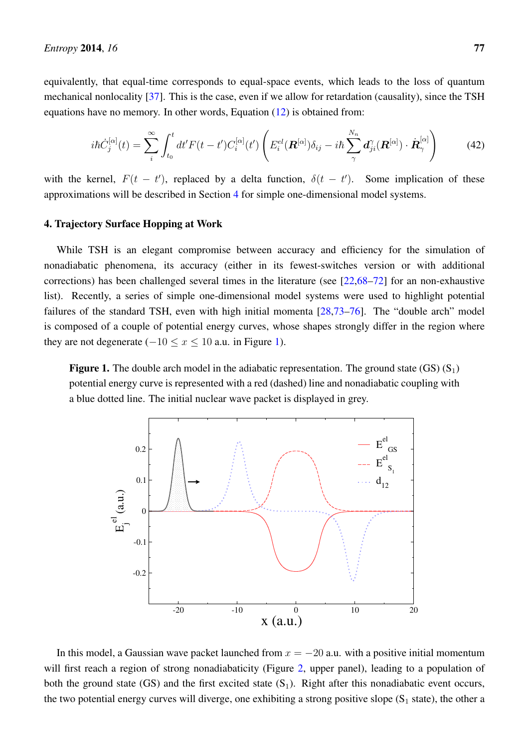equivalently, that equal-time corresponds to equal-space events, which leads to the loss of quantum mechanical nonlocality [37]. This is the case, even if we allow for retardation (causality), since the TSH equations have no memory. In other words, Equation (12) is obtained from:

$$i\hbar\dot{C}_j^{[\alpha]}(t) = \sum_i^{\infty}\int_{t_0}^{t} dt' F(t-t') C_i^{[\alpha]}(t') \left( E_i^{el}(\boldsymbol{R}^{[\alpha]})\delta_{ij} - i\hbar \sum_{\gamma}^{N_n} \boldsymbol{d}_{ji}^{\gamma}(\boldsymbol{R}^{[\alpha]}) \cdot \dot{\boldsymbol{R}}_{\gamma}^{[\alpha]} \right) \tag{42}$$

with the kernel, $F(t-t')$, replaced by a delta function, $\delta(t-t')$. Some implication of these approximations will be described in Section 4 for simple one-dimensional model systems.

## 4. Trajectory Surface Hopping at Work

While TSH is an elegant compromise between accuracy and efficiency for the simulation of nonadiabatic phenomena, its accuracy (either in its fewest-switches version or with additional corrections) has been challenged several times in the literature (see [22,68–72] for an non-exhaustive list). Recently, a series of simple one-dimensional model systems were used to highlight potential failures of the standard TSH, even with high initial momenta [28,73–76]. The "double arch" model is composed of a couple of potential energy curves, whose shapes strongly differ in the region where they are not degenerate ($-10 \leq x \leq 10$ a.u. in Figure 1).

**Figure 1.** The double arch model in the adiabatic representation. The ground state (GS) ($S_1$) potential energy curve is represented with a red (dashed) line and nonadiabatic coupling with a blue dotted line. The initial nuclear wave packet is displayed in grey.

In this model, a Gaussian wave packet launched from $x = -20$ a.u. with a positive initial momentum will first reach a region of strong nonadiabaticity (Figure 2, upper panel), leading to a population of both the ground state (GS) and the first excited state ($S_1$). Right after this nonadiabatic event occurs, the two potential energy curves will diverge, one exhibiting a strong positive slope ($S_1$ state), the other a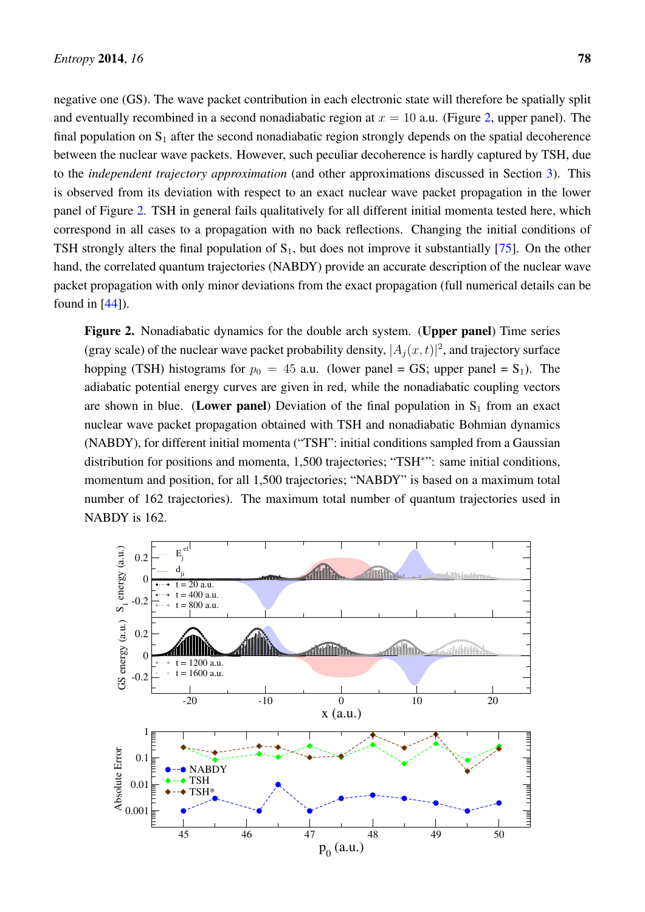negative one (GS). The wave packet contribution in each electronic state will therefore be spatially split and eventually recombined in a second nonadiabatic region at $x = 10$ a.u. (Figure 2, upper panel). The final population on $S_1$ after the second nonadiabatic region strongly depends on the spatial decoherence between the nuclear wave packets. However, such peculiar decoherence is hardly captured by TSH, due to the *independent trajectory approximation* (and other approximations discussed in Section 3). This is observed from its deviation with respect to an exact nuclear wave packet propagation in the lower panel of Figure 2. TSH in general fails qualitatively for all different initial momenta tested here, which correspond in all cases to a propagation with no back reflections. Changing the initial conditions of TSH strongly alters the final population of $S_1$, but does not improve it substantially [75]. On the other hand, the correlated quantum trajectories (NABDY) provide an accurate description of the nuclear wave packet propagation with only minor deviations from the exact propagation (full numerical details can be found in [44]).

**Figure 2.** Nonadiabatic dynamics for the double arch system. (**Upper panel**) Time series (gray scale) of the nuclear wave packet probability density, $|A_j(x,t)|^2$, and trajectory surface hopping (TSH) histograms for $p_0 = 45$ a.u. (lower panel = GS; upper panel = $S_1$). The adiabatic potential energy curves are given in red, while the nonadiabatic coupling vectors are shown in blue. (**Lower panel**) Deviation of the final population in $S_1$ from an exact nuclear wave packet propagation obtained with TSH and nonadiabatic Bohmian dynamics (NABDY), for different initial momenta ("TSH": initial conditions sampled from a Gaussian distribution for positions and momenta, 1,500 trajectories; "TSH$^*$": same initial conditions, momentum and position, for all 1,500 trajectories; "NABDY" is based on a maximum total number of 162 trajectories). The maximum total number of quantum trajectories used in NABDY is 162.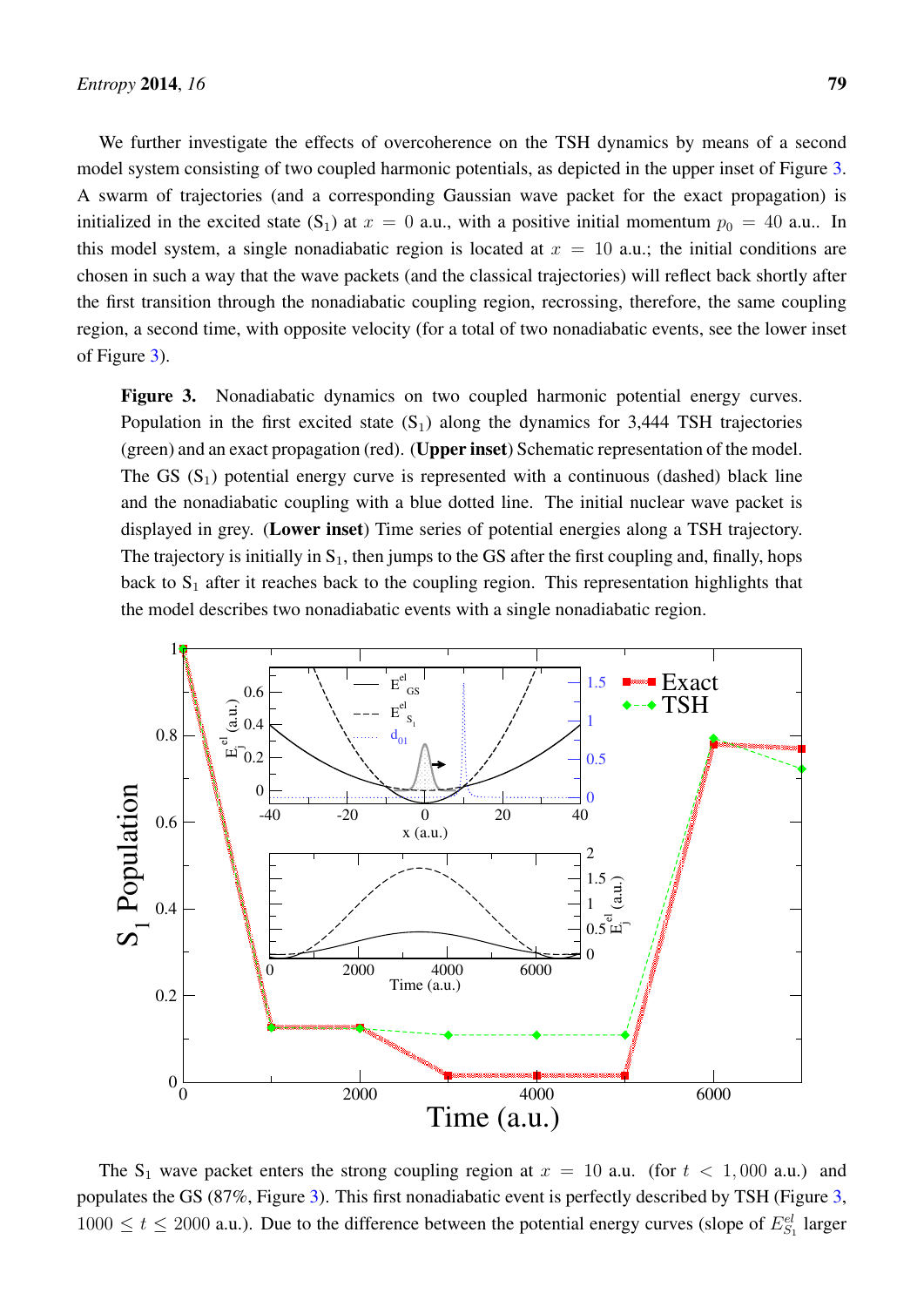We further investigate the effects of overcoherence on the TSH dynamics by means of a second model system consisting of two coupled harmonic potentials, as depicted in the upper inset of Figure 3. A swarm of trajectories (and a corresponding Gaussian wave packet for the exact propagation) is initialized in the excited state ($S_1$) at $x = 0$ a.u., with a positive initial momentum $p_0 = 40$ a.u.. In this model system, a single nonadiabatic region is located at $x = 10$ a.u.; the initial conditions are chosen in such a way that the wave packets (and the classical trajectories) will reflect back shortly after the first transition through the nonadiabatic coupling region, recrossing, therefore, the same coupling region, a second time, with opposite velocity (for a total of two nonadiabatic events, see the lower inset of Figure 3).

**Figure 3.** Nonadiabatic dynamics on two coupled harmonic potential energy curves. Population in the first excited state ($S_1$) along the dynamics for 3,444 TSH trajectories (green) and an exact propagation (red). (**Upper inset**) Schematic representation of the model. The GS ($S_1$) potential energy curve is represented with a continuous (dashed) black line and the nonadiabatic coupling with a blue dotted line. The initial nuclear wave packet is displayed in grey. (**Lower inset**) Time series of potential energies along a TSH trajectory. The trajectory is initially in $S_1$, then jumps to the GS after the first coupling and, finally, hops back to $S_1$ after it reaches back to the coupling region. This representation highlights that the model describes two nonadiabatic events with a single nonadiabatic region.

The $S_1$ wave packet enters the strong coupling region at $x = 10$ a.u. (for $t < 1{,}000$ a.u.) and populates the GS (87%, Figure 3). This first nonadiabatic event is perfectly described by TSH (Figure 3, $1000 \leq t \leq 2000$ a.u.). Due to the difference between the potential energy curves (slope of $E^{el}_{S_1}$ larger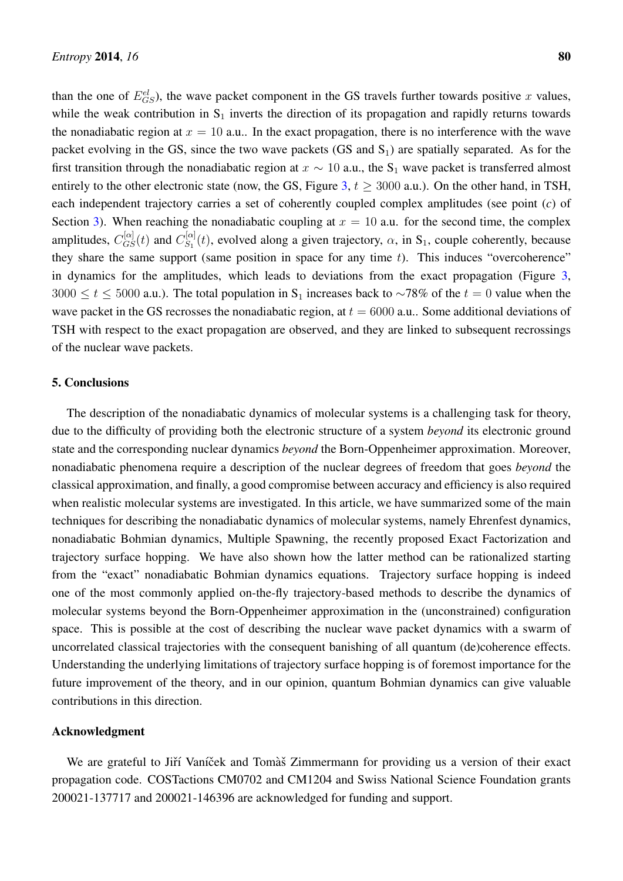than the one of $E^{el}_{GS}$), the wave packet component in the GS travels further towards positive $x$ values, while the weak contribution in $S_1$ inverts the direction of its propagation and rapidly returns towards the nonadiabatic region at $x = 10$ a.u.. In the exact propagation, there is no interference with the wave packet evolving in the GS, since the two wave packets (GS and $S_1$) are spatially separated. As for the first transition through the nonadiabatic region at $x \sim 10$ a.u., the $S_1$ wave packet is transferred almost entirely to the other electronic state (now, the GS, Figure 3, $t \geq 3000$ a.u.). On the other hand, in TSH, each independent trajectory carries a set of coherently coupled complex amplitudes (see point (*c*) of Section 3). When reaching the nonadiabatic coupling at $x = 10$ a.u. for the second time, the complex amplitudes, $C^{[\alpha]}_{GS}(t)$ and $C^{[\alpha]}_{S_1}(t)$, evolved along a given trajectory, $\alpha$, in $S_1$, couple coherently, because they share the same support (same position in space for any time $t$). This induces "overcoherence" in dynamics for the amplitudes, which leads to deviations from the exact propagation (Figure 3, $3000 \leq t \leq 5000$ a.u.). The total population in $S_1$ increases back to $\sim$78% of the $t = 0$ value when the wave packet in the GS recrosses the nonadiabatic region, at $t = 6000$ a.u.. Some additional deviations of TSH with respect to the exact propagation are observed, and they are linked to subsequent recrossings of the nuclear wave packets.

## 5. Conclusions

The description of the nonadiabatic dynamics of molecular systems is a challenging task for theory, due to the difficulty of providing both the electronic structure of a system *beyond* its electronic ground state and the corresponding nuclear dynamics *beyond* the Born-Oppenheimer approximation. Moreover, nonadiabatic phenomena require a description of the nuclear degrees of freedom that goes *beyond* the classical approximation, and finally, a good compromise between accuracy and efficiency is also required when realistic molecular systems are investigated. In this article, we have summarized some of the main techniques for describing the nonadiabatic dynamics of molecular systems, namely Ehrenfest dynamics, nonadiabatic Bohmian dynamics, Multiple Spawning, the recently proposed Exact Factorization and trajectory surface hopping. We have also shown how the latter method can be rationalized starting from the "exact" nonadiabatic Bohmian dynamics equations. Trajectory surface hopping is indeed one of the most commonly applied on-the-fly trajectory-based methods to describe the dynamics of molecular systems beyond the Born-Oppenheimer approximation in the (unconstrained) configuration space. This is possible at the cost of describing the nuclear wave packet dynamics with a swarm of uncorrelated classical trajectories with the consequent banishing of all quantum (de)coherence effects. Understanding the underlying limitations of trajectory surface hopping is of foremost importance for the future improvement of the theory, and in our opinion, quantum Bohmian dynamics can give valuable contributions in this direction.

## Acknowledgment

We are grateful to Jiří Vaníček and Tomàš Zimmermann for providing us a version of their exact propagation code. COSTactions CM0702 and CM1204 and Swiss National Science Foundation grants 200021-137717 and 200021-146396 are acknowledged for funding and support.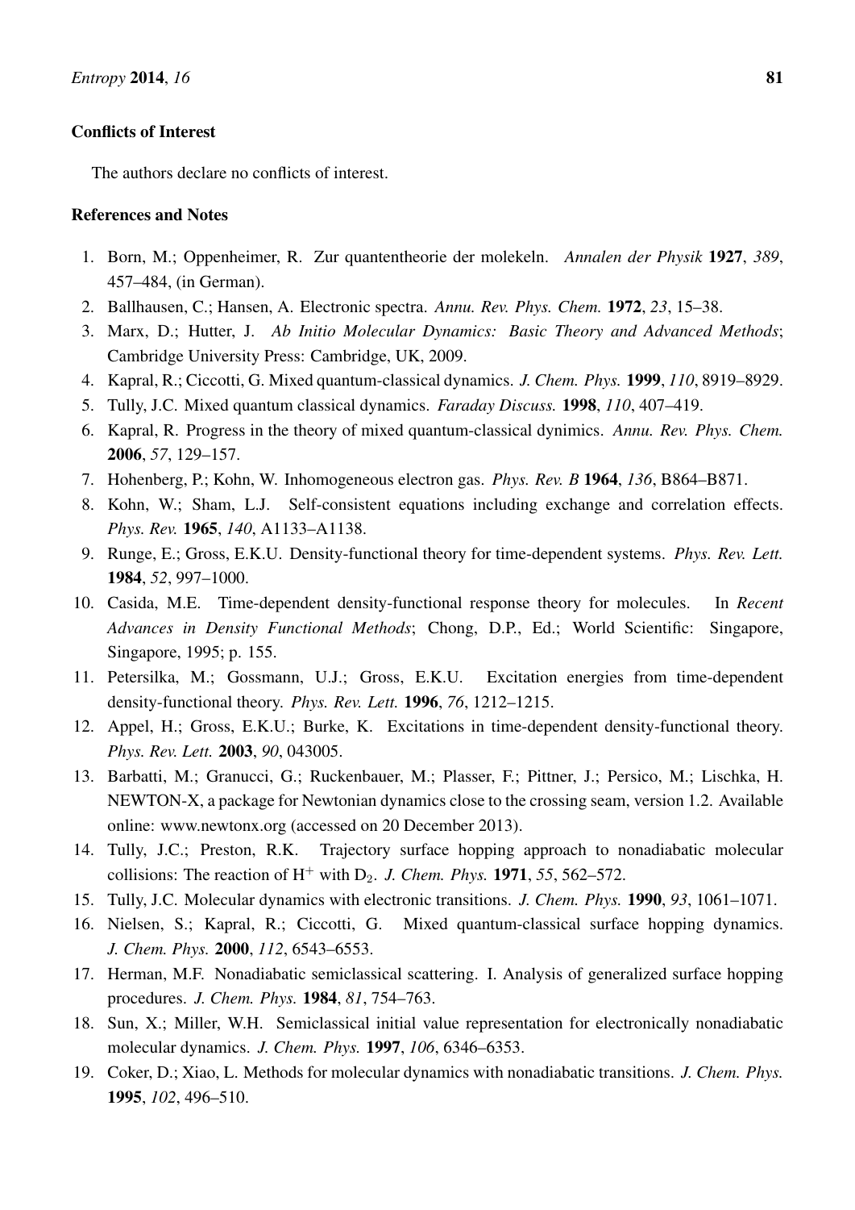### Conflicts of Interest

The authors declare no conflicts of interest.

### References and Notes

1. Born, M.; Oppenheimer, R. Zur quantentheorie der molekeln. *Annalen der Physik* **1927**, *389*, 457–484, (in German).
2. Ballhausen, C.; Hansen, A. Electronic spectra. *Annu. Rev. Phys. Chem.* **1972**, *23*, 15–38.
3. Marx, D.; Hutter, J. *Ab Initio Molecular Dynamics: Basic Theory and Advanced Methods*; Cambridge University Press: Cambridge, UK, 2009.
4. Kapral, R.; Ciccotti, G. Mixed quantum-classical dynamics. *J. Chem. Phys.* **1999**, *110*, 8919–8929.
5. Tully, J.C. Mixed quantum classical dynamics. *Faraday Discuss.* **1998**, *110*, 407–419.
6. Kapral, R. Progress in the theory of mixed quantum-classical dynimics. *Annu. Rev. Phys. Chem.* **2006**, *57*, 129–157.
7. Hohenberg, P.; Kohn, W. Inhomogeneous electron gas. *Phys. Rev. B* **1964**, *136*, B864–B871.
8. Kohn, W.; Sham, L.J. Self-consistent equations including exchange and correlation effects. *Phys. Rev.* **1965**, *140*, A1133–A1138.
9. Runge, E.; Gross, E.K.U. Density-functional theory for time-dependent systems. *Phys. Rev. Lett.* **1984**, *52*, 997–1000.
10. Casida, M.E. Time-dependent density-functional response theory for molecules. In *Recent Advances in Density Functional Methods*; Chong, D.P., Ed.; World Scientific: Singapore, Singapore, 1995; p. 155.
11. Petersilka, M.; Gossmann, U.J.; Gross, E.K.U. Excitation energies from time-dependent density-functional theory. *Phys. Rev. Lett.* **1996**, *76*, 1212–1215.
12. Appel, H.; Gross, E.K.U.; Burke, K. Excitations in time-dependent density-functional theory. *Phys. Rev. Lett.* **2003**, *90*, 043005.
13. Barbatti, M.; Granucci, G.; Ruckenbauer, M.; Plasser, F.; Pittner, J.; Persico, M.; Lischka, H. NEWTON-X, a package for Newtonian dynamics close to the crossing seam, version 1.2. Available online: www.newtonx.org (accessed on 20 December 2013).
14. Tully, J.C.; Preston, R.K. Trajectory surface hopping approach to nonadiabatic molecular collisions: The reaction of $H^+$ with $D_2$. *J. Chem. Phys.* **1971**, *55*, 562–572.
15. Tully, J.C. Molecular dynamics with electronic transitions. *J. Chem. Phys.* **1990**, *93*, 1061–1071.
16. Nielsen, S.; Kapral, R.; Ciccotti, G. Mixed quantum-classical surface hopping dynamics. *J. Chem. Phys.* **2000**, *112*, 6543–6553.
17. Herman, M.F. Nonadiabatic semiclassical scattering. I. Analysis of generalized surface hopping procedures. *J. Chem. Phys.* **1984**, *81*, 754–763.
18. Sun, X.; Miller, W.H. Semiclassical initial value representation for electronically nonadiabatic molecular dynamics. *J. Chem. Phys.* **1997**, *106*, 6346–6353.
19. Coker, D.; Xiao, L. Methods for molecular dynamics with nonadiabatic transitions. *J. Chem. Phys.* **1995**, *102*, 496–510.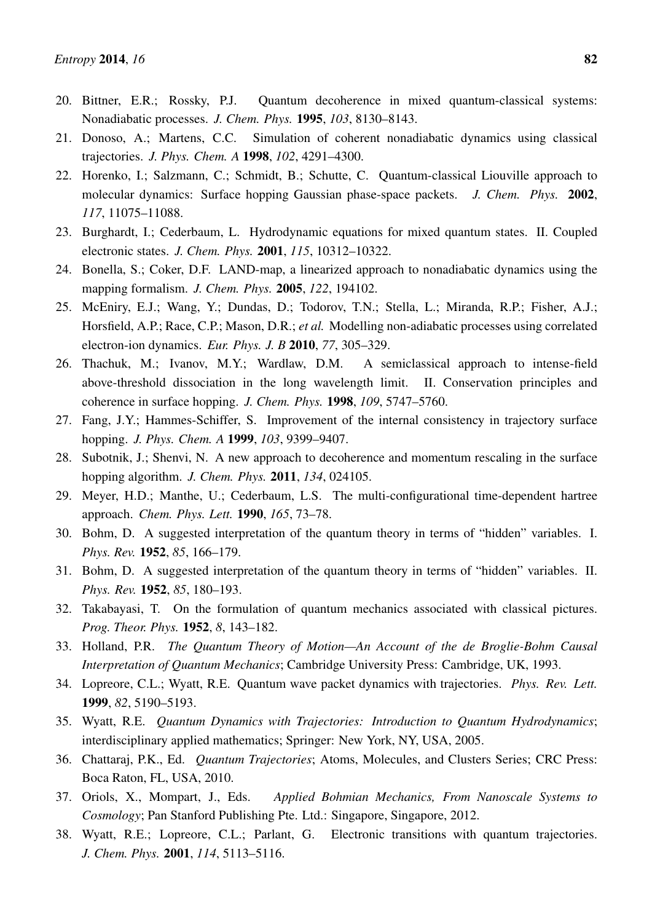20. Bittner, E.R.; Rossky, P.J. Quantum decoherence in mixed quantum-classical systems: Nonadiabatic processes. *J. Chem. Phys.* **1995**, *103*, 8130–8143.
21. Donoso, A.; Martens, C.C. Simulation of coherent nonadiabatic dynamics using classical trajectories. *J. Phys. Chem. A* **1998**, *102*, 4291–4300.
22. Horenko, I.; Salzmann, C.; Schmidt, B.; Schutte, C. Quantum-classical Liouville approach to molecular dynamics: Surface hopping Gaussian phase-space packets. *J. Chem. Phys.* **2002**, *117*, 11075–11088.
23. Burghardt, I.; Cederbaum, L. Hydrodynamic equations for mixed quantum states. II. Coupled electronic states. *J. Chem. Phys.* **2001**, *115*, 10312–10322.
24. Bonella, S.; Coker, D.F. LAND-map, a linearized approach to nonadiabatic dynamics using the mapping formalism. *J. Chem. Phys.* **2005**, *122*, 194102.
25. McEniry, E.J.; Wang, Y.; Dundas, D.; Todorov, T.N.; Stella, L.; Miranda, R.P.; Fisher, A.J.; Horsfield, A.P.; Race, C.P.; Mason, D.R.; *et al.* Modelling non-adiabatic processes using correlated electron-ion dynamics. *Eur. Phys. J. B* **2010**, *77*, 305–329.
26. Thachuk, M.; Ivanov, M.Y.; Wardlaw, D.M. A semiclassical approach to intense-field above-threshold dissociation in the long wavelength limit. II. Conservation principles and coherence in surface hopping. *J. Chem. Phys.* **1998**, *109*, 5747–5760.
27. Fang, J.Y.; Hammes-Schiffer, S. Improvement of the internal consistency in trajectory surface hopping. *J. Phys. Chem. A* **1999**, *103*, 9399–9407.
28. Subotnik, J.; Shenvi, N. A new approach to decoherence and momentum rescaling in the surface hopping algorithm. *J. Chem. Phys.* **2011**, *134*, 024105.
29. Meyer, H.D.; Manthe, U.; Cederbaum, L.S. The multi-configurational time-dependent hartree approach. *Chem. Phys. Lett.* **1990**, *165*, 73–78.
30. Bohm, D. A suggested interpretation of the quantum theory in terms of "hidden" variables. I. *Phys. Rev.* **1952**, *85*, 166–179.
31. Bohm, D. A suggested interpretation of the quantum theory in terms of "hidden" variables. II. *Phys. Rev.* **1952**, *85*, 180–193.
32. Takabayasi, T. On the formulation of quantum mechanics associated with classical pictures. *Prog. Theor. Phys.* **1952**, *8*, 143–182.
33. Holland, P.R. *The Quantum Theory of Motion—An Account of the de Broglie-Bohm Causal Interpretation of Quantum Mechanics*; Cambridge University Press: Cambridge, UK, 1993.
34. Lopreore, C.L.; Wyatt, R.E. Quantum wave packet dynamics with trajectories. *Phys. Rev. Lett.* **1999**, *82*, 5190–5193.
35. Wyatt, R.E. *Quantum Dynamics with Trajectories: Introduction to Quantum Hydrodynamics*; interdisciplinary applied mathematics; Springer: New York, NY, USA, 2005.
36. Chattaraj, P.K., Ed. *Quantum Trajectories*; Atoms, Molecules, and Clusters Series; CRC Press: Boca Raton, FL, USA, 2010.
37. Oriols, X., Mompart, J., Eds. *Applied Bohmian Mechanics, From Nanoscale Systems to Cosmology*; Pan Stanford Publishing Pte. Ltd.: Singapore, Singapore, 2012.
38. Wyatt, R.E.; Lopreore, C.L.; Parlant, G. Electronic transitions with quantum trajectories. *J. Chem. Phys.* **2001**, *114*, 5113–5116.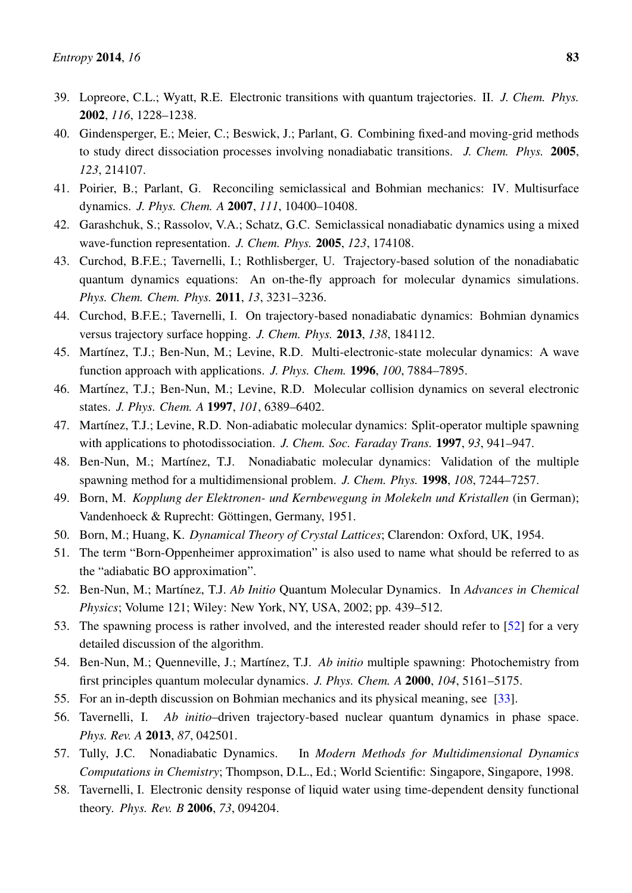39. Lopreore, C.L.; Wyatt, R.E. Electronic transitions with quantum trajectories. II. *J. Chem. Phys.* **2002**, *116*, 1228–1238.
40. Gindensperger, E.; Meier, C.; Beswick, J.; Parlant, G. Combining fixed-and moving-grid methods to study direct dissociation processes involving nonadiabatic transitions. *J. Chem. Phys.* **2005**, *123*, 214107.
41. Poirier, B.; Parlant, G. Reconciling semiclassical and Bohmian mechanics: IV. Multisurface dynamics. *J. Phys. Chem. A* **2007**, *111*, 10400–10408.
42. Garashchuk, S.; Rassolov, V.A.; Schatz, G.C. Semiclassical nonadiabatic dynamics using a mixed wave-function representation. *J. Chem. Phys.* **2005**, *123*, 174108.
43. Curchod, B.F.E.; Tavernelli, I.; Rothlisberger, U. Trajectory-based solution of the nonadiabatic quantum dynamics equations: An on-the-fly approach for molecular dynamics simulations. *Phys. Chem. Chem. Phys.* **2011**, *13*, 3231–3236.
44. Curchod, B.F.E.; Tavernelli, I. On trajectory-based nonadiabatic dynamics: Bohmian dynamics versus trajectory surface hopping. *J. Chem. Phys.* **2013**, *138*, 184112.
45. Martínez, T.J.; Ben-Nun, M.; Levine, R.D. Multi-electronic-state molecular dynamics: A wave function approach with applications. *J. Phys. Chem.* **1996**, *100*, 7884–7895.
46. Martínez, T.J.; Ben-Nun, M.; Levine, R.D. Molecular collision dynamics on several electronic states. *J. Phys. Chem. A* **1997**, *101*, 6389–6402.
47. Martínez, T.J.; Levine, R.D. Non-adiabatic molecular dynamics: Split-operator multiple spawning with applications to photodissociation. *J. Chem. Soc. Faraday Trans.* **1997**, *93*, 941–947.
48. Ben-Nun, M.; Martínez, T.J. Nonadiabatic molecular dynamics: Validation of the multiple spawning method for a multidimensional problem. *J. Chem. Phys.* **1998**, *108*, 7244–7257.
49. Born, M. *Kopplung der Elektronen- und Kernbewegung in Molekeln und Kristallen* (in German); Vandenhoeck & Ruprecht: Göttingen, Germany, 1951.
50. Born, M.; Huang, K. *Dynamical Theory of Crystal Lattices*; Clarendon: Oxford, UK, 1954.
51. The term "Born-Oppenheimer approximation" is also used to name what should be referred to as the "adiabatic BO approximation".
52. Ben-Nun, M.; Martínez, T.J. *Ab Initio* Quantum Molecular Dynamics. In *Advances in Chemical Physics*; Volume 121; Wiley: New York, NY, USA, 2002; pp. 439–512.
53. The spawning process is rather involved, and the interested reader should refer to [52] for a very detailed discussion of the algorithm.
54. Ben-Nun, M.; Quenneville, J.; Martínez, T.J. *Ab initio* multiple spawning: Photochemistry from first principles quantum molecular dynamics. *J. Phys. Chem. A* **2000**, *104*, 5161–5175.
55. For an in-depth discussion on Bohmian mechanics and its physical meaning, see [33].
56. Tavernelli, I. *Ab initio*–driven trajectory-based nuclear quantum dynamics in phase space. *Phys. Rev. A* **2013**, *87*, 042501.
57. Tully, J.C. Nonadiabatic Dynamics. In *Modern Methods for Multidimensional Dynamics Computations in Chemistry*; Thompson, D.L., Ed.; World Scientific: Singapore, Singapore, 1998.
58. Tavernelli, I. Electronic density response of liquid water using time-dependent density functional theory. *Phys. Rev. B* **2006**, *73*, 094204.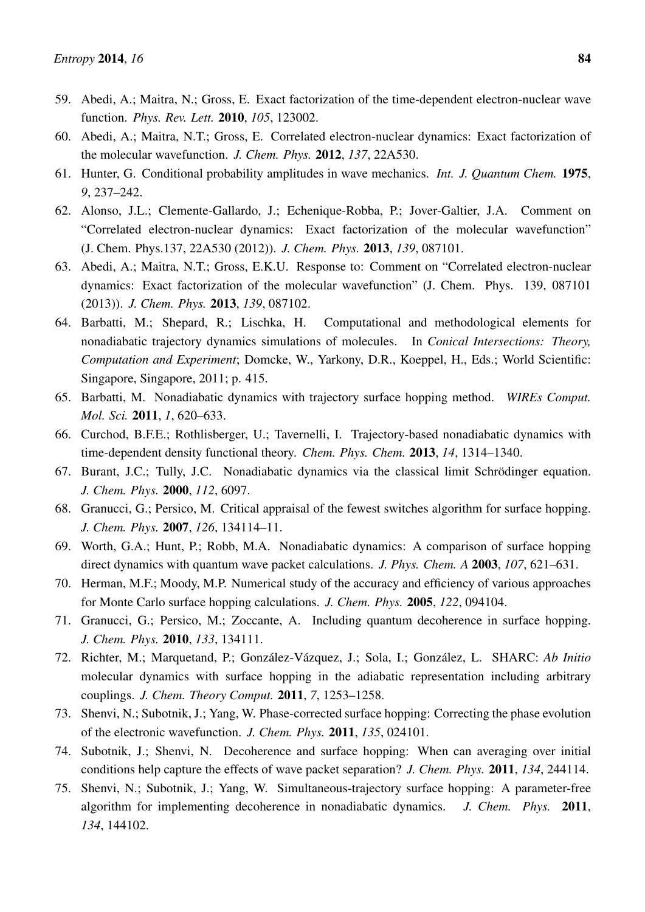59. Abedi, A.; Maitra, N.; Gross, E. Exact factorization of the time-dependent electron-nuclear wave function. *Phys. Rev. Lett.* **2010**, *105*, 123002.
60. Abedi, A.; Maitra, N.T.; Gross, E. Correlated electron-nuclear dynamics: Exact factorization of the molecular wavefunction. *J. Chem. Phys.* **2012**, *137*, 22A530.
61. Hunter, G. Conditional probability amplitudes in wave mechanics. *Int. J. Quantum Chem.* **1975**, *9*, 237–242.
62. Alonso, J.L.; Clemente-Gallardo, J.; Echenique-Robba, P.; Jover-Galtier, J.A. Comment on "Correlated electron-nuclear dynamics: Exact factorization of the molecular wavefunction" (J. Chem. Phys.137, 22A530 (2012)). *J. Chem. Phys.* **2013**, *139*, 087101.
63. Abedi, A.; Maitra, N.T.; Gross, E.K.U. Response to: Comment on "Correlated electron-nuclear dynamics: Exact factorization of the molecular wavefunction" (J. Chem. Phys. 139, 087101 (2013)). *J. Chem. Phys.* **2013**, *139*, 087102.
64. Barbatti, M.; Shepard, R.; Lischka, H. Computational and methodological elements for nonadiabatic trajectory dynamics simulations of molecules. In *Conical Intersections: Theory, Computation and Experiment*; Domcke, W., Yarkony, D.R., Koeppel, H., Eds.; World Scientific: Singapore, Singapore, 2011; p. 415.
65. Barbatti, M. Nonadiabatic dynamics with trajectory surface hopping method. *WIREs Comput. Mol. Sci.* **2011**, *1*, 620–633.
66. Curchod, B.F.E.; Rothlisberger, U.; Tavernelli, I. Trajectory-based nonadiabatic dynamics with time-dependent density functional theory. *Chem. Phys. Chem.* **2013**, *14*, 1314–1340.
67. Burant, J.C.; Tully, J.C. Nonadiabatic dynamics via the classical limit Schrödinger equation. *J. Chem. Phys.* **2000**, *112*, 6097.
68. Granucci, G.; Persico, M. Critical appraisal of the fewest switches algorithm for surface hopping. *J. Chem. Phys.* **2007**, *126*, 134114–11.
69. Worth, G.A.; Hunt, P.; Robb, M.A. Nonadiabatic dynamics: A comparison of surface hopping direct dynamics with quantum wave packet calculations. *J. Phys. Chem. A* **2003**, *107*, 621–631.
70. Herman, M.F.; Moody, M.P. Numerical study of the accuracy and efficiency of various approaches for Monte Carlo surface hopping calculations. *J. Chem. Phys.* **2005**, *122*, 094104.
71. Granucci, G.; Persico, M.; Zoccante, A. Including quantum decoherence in surface hopping. *J. Chem. Phys.* **2010**, *133*, 134111.
72. Richter, M.; Marquetand, P.; González-Vázquez, J.; Sola, I.; González, L. SHARC: *Ab Initio* molecular dynamics with surface hopping in the adiabatic representation including arbitrary couplings. *J. Chem. Theory Comput.* **2011**, *7*, 1253–1258.
73. Shenvi, N.; Subotnik, J.; Yang, W. Phase-corrected surface hopping: Correcting the phase evolution of the electronic wavefunction. *J. Chem. Phys.* **2011**, *135*, 024101.
74. Subotnik, J.; Shenvi, N. Decoherence and surface hopping: When can averaging over initial conditions help capture the effects of wave packet separation? *J. Chem. Phys.* **2011**, *134*, 244114.
75. Shenvi, N.; Subotnik, J.; Yang, W. Simultaneous-trajectory surface hopping: A parameter-free algorithm for implementing decoherence in nonadiabatic dynamics. *J. Chem. Phys.* **2011**, *134*, 144102.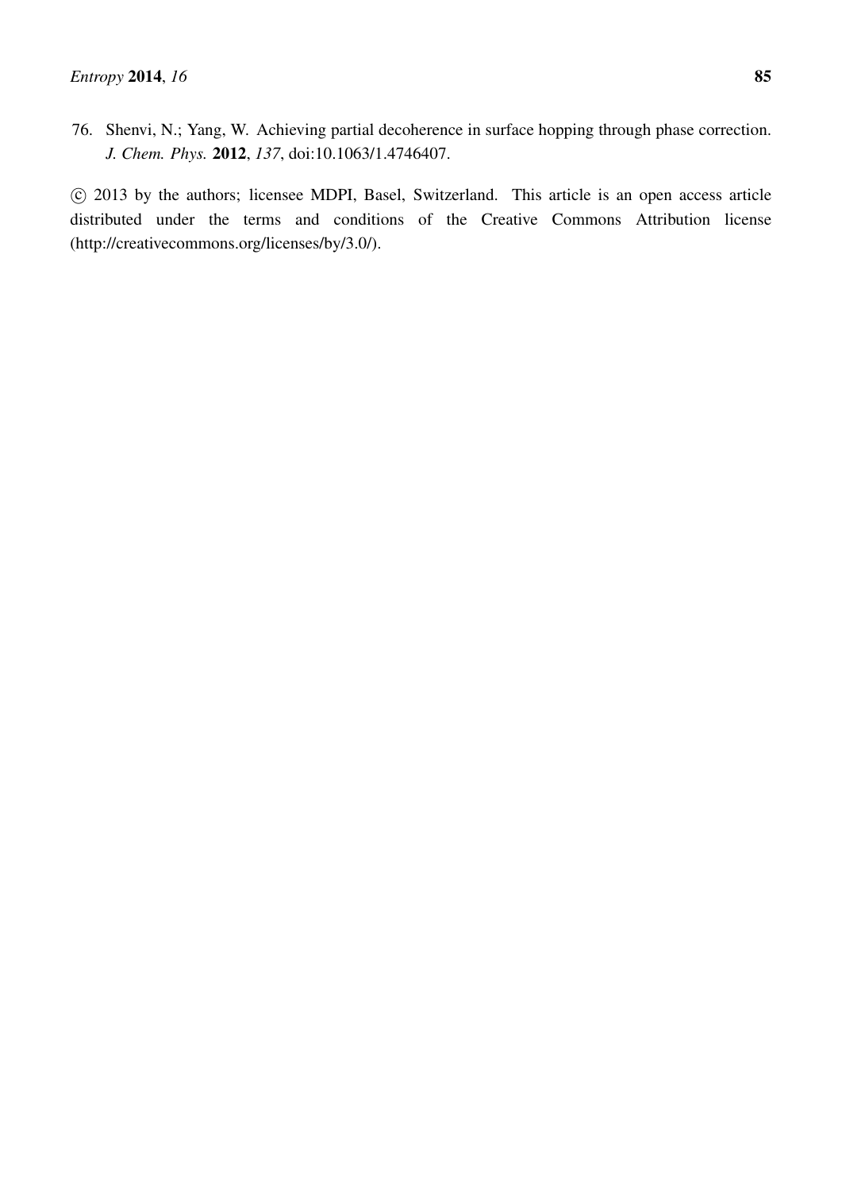76. Shenvi, N.; Yang, W. Achieving partial decoherence in surface hopping through phase correction. *J. Chem. Phys.* **2012**, *137*, doi:10.1063/1.4746407.

© 2013 by the authors; licensee MDPI, Basel, Switzerland. This article is an open access article distributed under the terms and conditions of the Creative Commons Attribution license (http://creativecommons.org/licenses/by/3.0/).